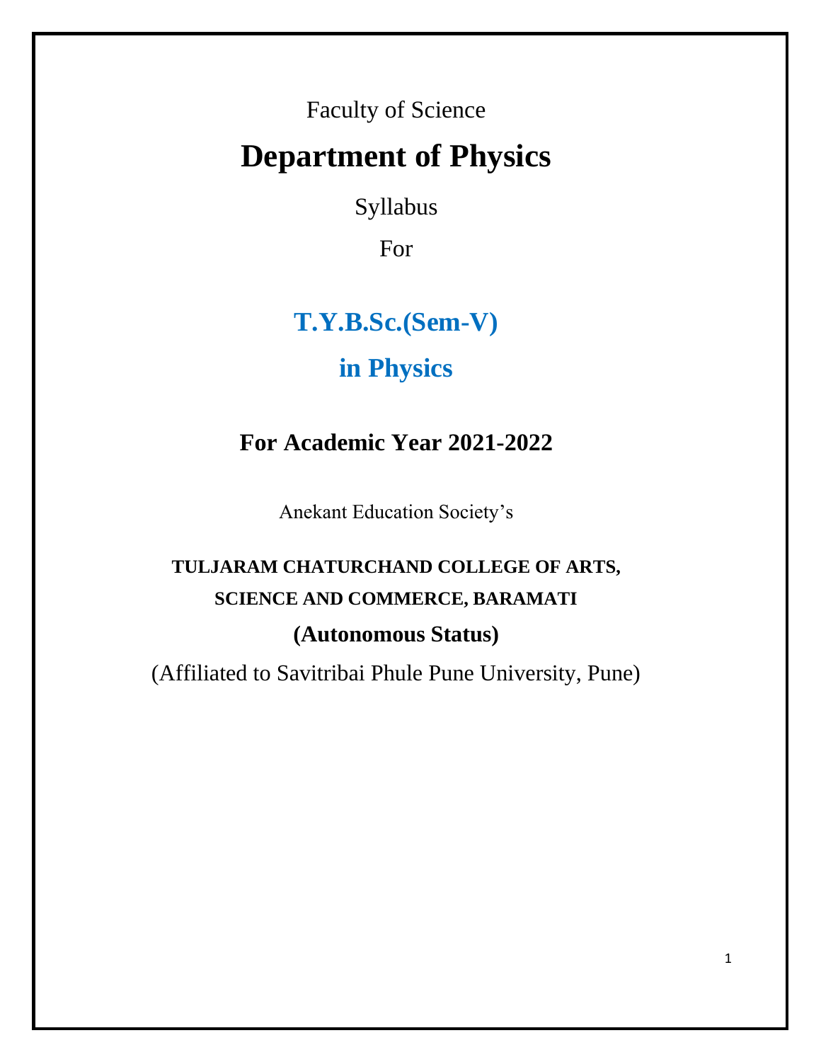Faculty of Science

# Department of Physics

Syllabus

For

## T.Y.B.Sc.(Sem-V)

## in Physics

### For Academic Year 2021-2022

Anekant Education Society's

**TULJARAM CHATURCHAND COLLEGE OF ARTS, SCIENCE AND COMMERCE, BARAMATI**

**(Autonomous Status)**

(Affiliated to Savitribai Phule Pune University, Pune)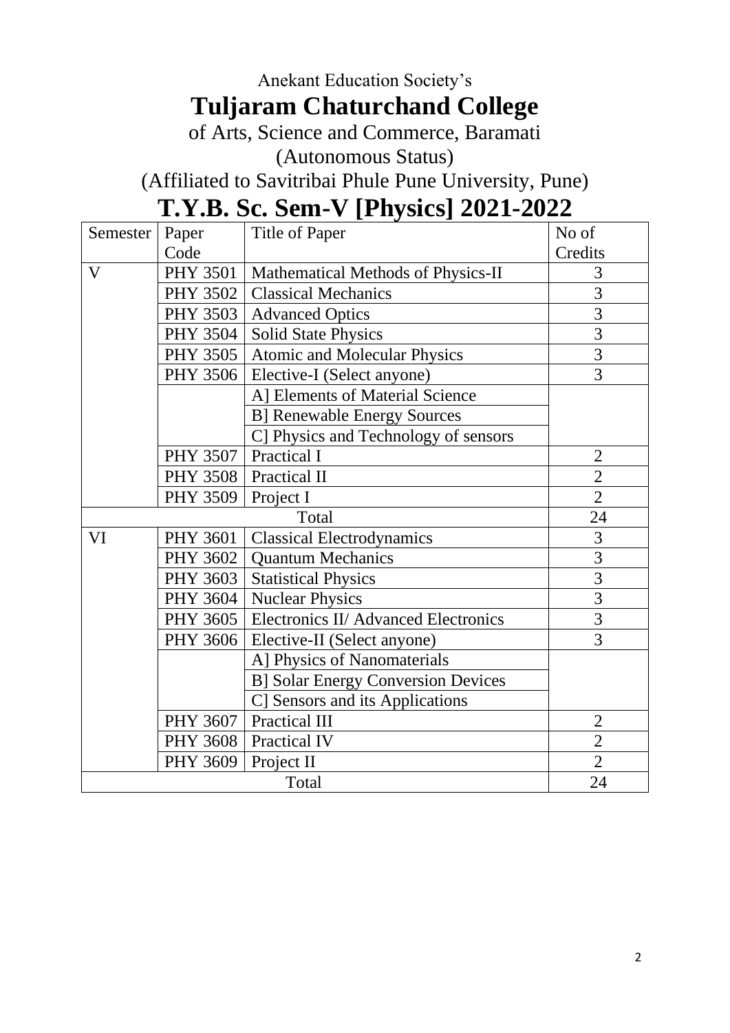Anekant Education Society's

# Tuljaram Chaturchand College

of Arts, Science and Commerce, Baramati

(Autonomous Status)

(Affiliated to Savitribai Phule Pune University, Pune)

# T.Y.B. Sc. Sem-V [Physics] 2021-2022

| Semester | Paper Code | Title of Paper | No of Credits |
|---|---|---|---|
| V | PHY 3501 | Mathematical Methods of Physics-II | 3 |
| | PHY 3502 | Classical Mechanics | 3 |
| | PHY 3503 | Advanced Optics | 3 |
| | PHY 3504 | Solid State Physics | 3 |
| | PHY 3505 | Atomic and Molecular Physics | 3 |
| | PHY 3506 | Elective-I (Select anyone) | 3 |
| | | A] Elements of Material Science | |
| | | B] Renewable Energy Sources | |
| | | C] Physics and Technology of sensors | |
| | PHY 3507 | Practical I | 2 |
| | PHY 3508 | Practical II | 2 |
| | PHY 3509 | Project I | 2 |
| Total | | | 24 |
| VI | PHY 3601 | Classical Electrodynamics | 3 |
| | PHY 3602 | Quantum Mechanics | 3 |
| | PHY 3603 | Statistical Physics | 3 |
| | PHY 3604 | Nuclear Physics | 3 |
| | PHY 3605 | Electronics II/ Advanced Electronics | 3 |
| | PHY 3606 | Elective-II (Select anyone) | 3 |
| | | A] Physics of Nanomaterials | |
| | | B] Solar Energy Conversion Devices | |
| | | C] Sensors and its Applications | |
| | PHY 3607 | Practical III | 2 |
| | PHY 3608 | Practical IV | 2 |
| | PHY 3609 | Project II | 2 |
| Total | | | 24 |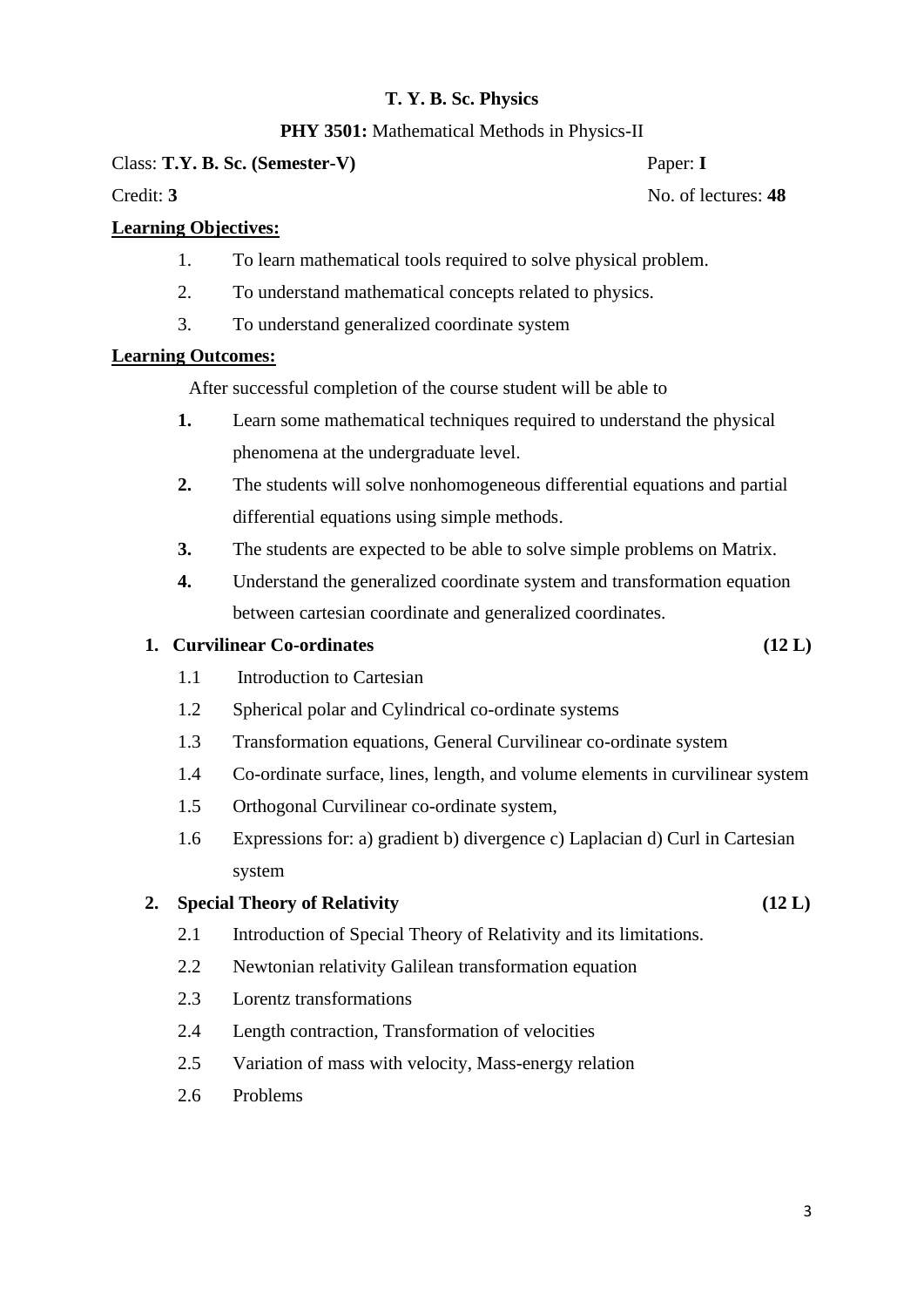# T. Y. B. Sc. Physics

## **PHY 3501:** Mathematical Methods in Physics-II

Class: **T.Y. B. Sc. (Semester-V)** Paper: **I**

Credit: **3** No. of lectures: **48**

**Learning Objectives:**

1. To learn mathematical tools required to solve physical problem.
2. To understand mathematical concepts related to physics.
3. To understand generalized coordinate system

**Learning Outcomes:**

After successful completion of the course student will be able to

1. Learn some mathematical techniques required to understand the physical phenomena at the undergraduate level.
2. The students will solve nonhomogeneous differential equations and partial differential equations using simple methods.
3. The students are expected to be able to solve simple problems on Matrix.
4. Understand the generalized coordinate system and transformation equation between cartesian coordinate and generalized coordinates.

**1. Curvilinear Co-ordinates (12 L)**

- 1.1 Introduction to Cartesian
- 1.2 Spherical polar and Cylindrical co-ordinate systems
- 1.3 Transformation equations, General Curvilinear co-ordinate system
- 1.4 Co-ordinate surface, lines, length, and volume elements in curvilinear system
- 1.5 Orthogonal Curvilinear co-ordinate system,
- 1.6 Expressions for: a) gradient b) divergence c) Laplacian d) Curl in Cartesian system

**2. Special Theory of Relativity (12 L)**

- 2.1 Introduction of Special Theory of Relativity and its limitations.
- 2.2 Newtonian relativity Galilean transformation equation
- 2.3 Lorentz transformations
- 2.4 Length contraction, Transformation of velocities
- 2.5 Variation of mass with velocity, Mass-energy relation
- 2.6 Problems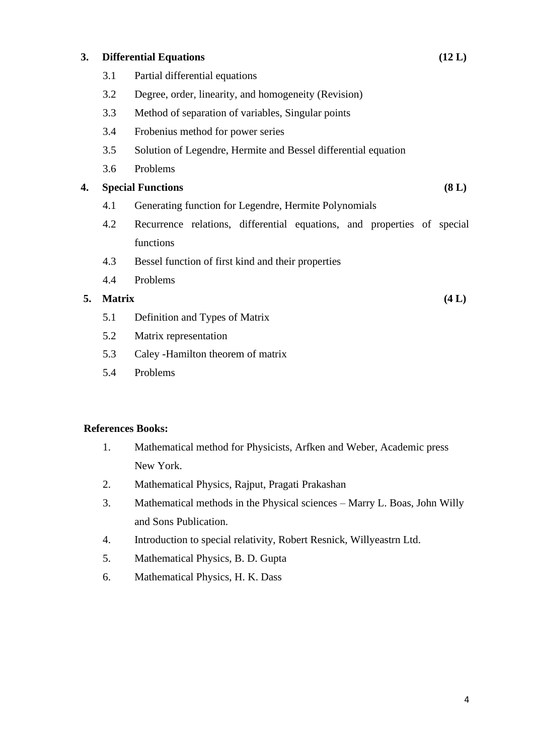**3. Differential Equations (12 L)**

- 3.1 Partial differential equations
- 3.2 Degree, order, linearity, and homogeneity (Revision)
- 3.3 Method of separation of variables, Singular points
- 3.4 Frobenius method for power series
- 3.5 Solution of Legendre, Hermite and Bessel differential equation
- 3.6 Problems

**4. Special Functions (8 L)**

- 4.1 Generating function for Legendre, Hermite Polynomials
- 4.2 Recurrence relations, differential equations, and properties of special functions
- 4.3 Bessel function of first kind and their properties
- 4.4 Problems

**5. Matrix (4 L)**

- 5.1 Definition and Types of Matrix
- 5.2 Matrix representation
- 5.3 Caley -Hamilton theorem of matrix
- 5.4 Problems

**References Books:**

1. Mathematical method for Physicists, Arfken and Weber, Academic press New York.
2. Mathematical Physics, Rajput, Pragati Prakashan
3. Mathematical methods in the Physical sciences – Marry L. Boas, John Willy and Sons Publication.
4. Introduction to special relativity, Robert Resnick, Willyeastrn Ltd.
5. Mathematical Physics, B. D. Gupta
6. Mathematical Physics, H. K. Dass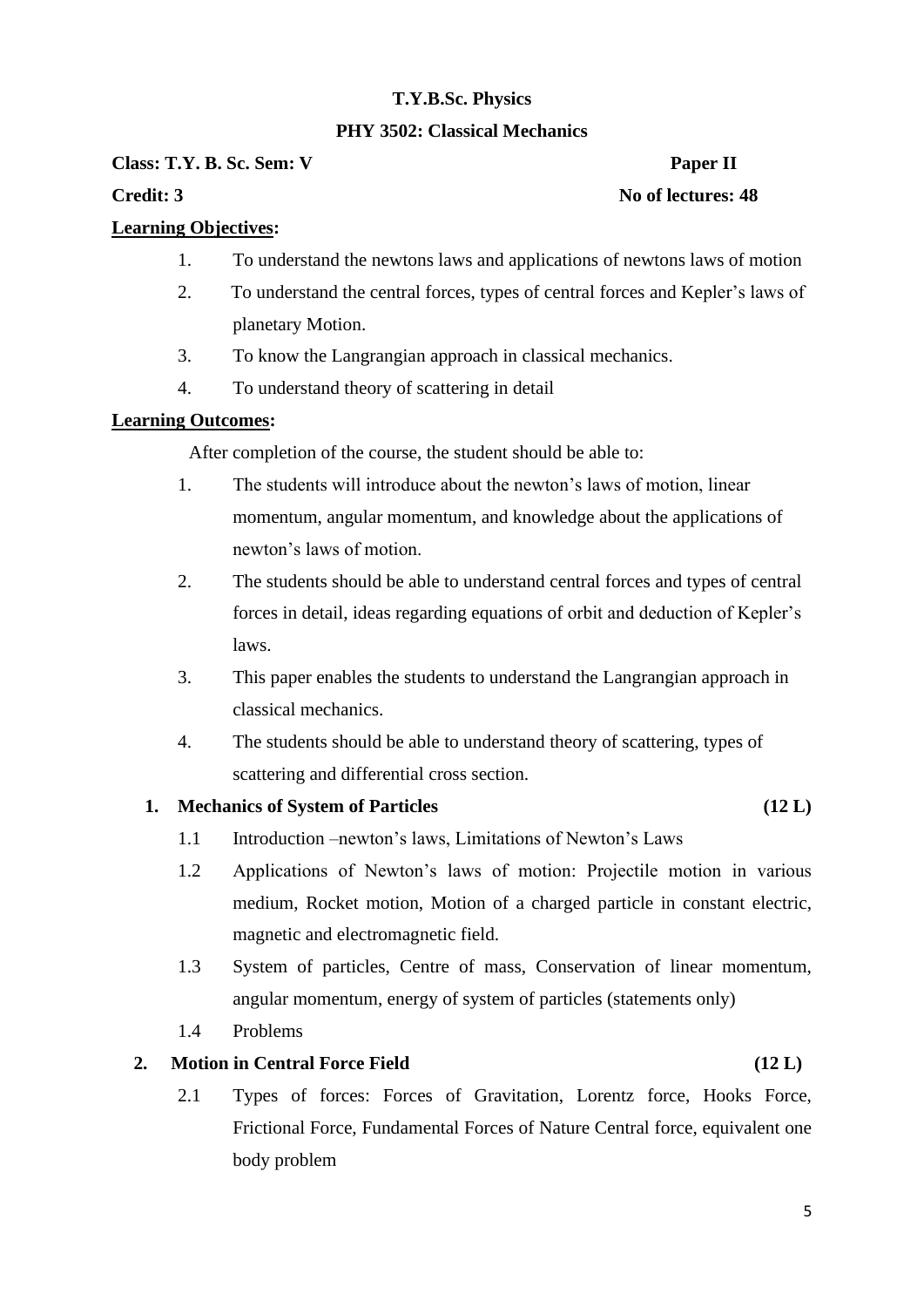**T.Y.B.Sc. Physics**

**PHY 3502: Classical Mechanics**

**Class: T.Y. B. Sc. Sem: V** **Paper II**

**Credit: 3** **No of lectures: 48**

**Learning Objectives:**

1. To understand the newtons laws and applications of newtons laws of motion
2. To understand the central forces, types of central forces and Kepler's laws of planetary Motion.
3. To know the Langrangian approach in classical mechanics.
4. To understand theory of scattering in detail

**Learning Outcomes:**

After completion of the course, the student should be able to:

1. The students will introduce about the newton's laws of motion, linear momentum, angular momentum, and knowledge about the applications of newton's laws of motion.
2. The students should be able to understand central forces and types of central forces in detail, ideas regarding equations of orbit and deduction of Kepler's laws.
3. This paper enables the students to understand the Langrangian approach in classical mechanics.
4. The students should be able to understand theory of scattering, types of scattering and differential cross section.

**1. Mechanics of System of Particles** **(12 L)**

1.1 Introduction –newton's laws, Limitations of Newton's Laws

1.2 Applications of Newton's laws of motion: Projectile motion in various medium, Rocket motion, Motion of a charged particle in constant electric, magnetic and electromagnetic field.

1.3 System of particles, Centre of mass, Conservation of linear momentum, angular momentum, energy of system of particles (statements only)

1.4 Problems

**2. Motion in Central Force Field** **(12 L)**

2.1 Types of forces: Forces of Gravitation, Lorentz force, Hooks Force, Frictional Force, Fundamental Forces of Nature Central force, equivalent one body problem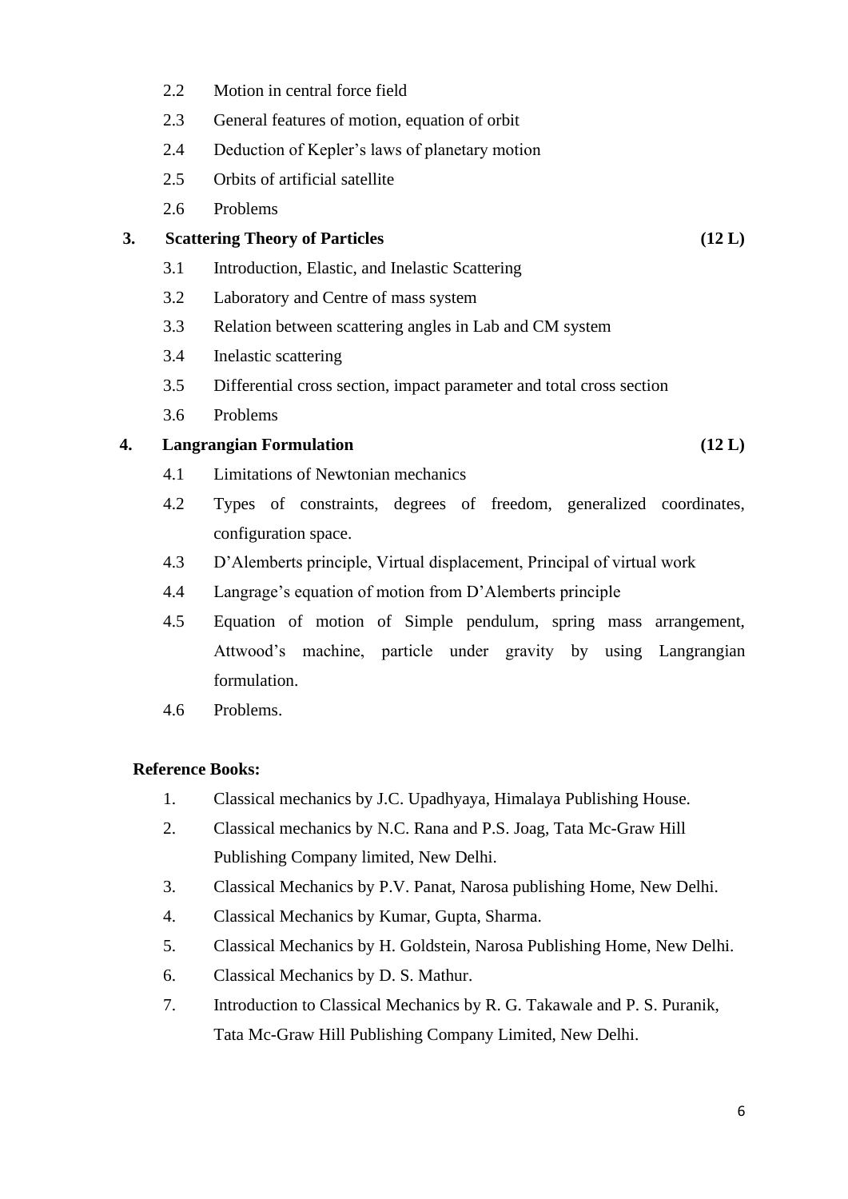- 2.2 Motion in central force field
- 2.3 General features of motion, equation of orbit
- 2.4 Deduction of Kepler's laws of planetary motion
- 2.5 Orbits of artificial satellite
- 2.6 Problems

**3. Scattering Theory of Particles** **(12 L)**

- 3.1 Introduction, Elastic, and Inelastic Scattering
- 3.2 Laboratory and Centre of mass system
- 3.3 Relation between scattering angles in Lab and CM system
- 3.4 Inelastic scattering
- 3.5 Differential cross section, impact parameter and total cross section
- 3.6 Problems

**4. Langrangian Formulation** **(12 L)**

- 4.1 Limitations of Newtonian mechanics
- 4.2 Types of constraints, degrees of freedom, generalized coordinates, configuration space.
- 4.3 D'Alemberts principle, Virtual displacement, Principal of virtual work
- 4.4 Langrage's equation of motion from D'Alemberts principle
- 4.5 Equation of motion of Simple pendulum, spring mass arrangement, Attwood's machine, particle under gravity by using Langrangian formulation.
- 4.6 Problems.

**Reference Books:**

1. Classical mechanics by J.C. Upadhyaya, Himalaya Publishing House.
2. Classical mechanics by N.C. Rana and P.S. Joag, Tata Mc-Graw Hill Publishing Company limited, New Delhi.
3. Classical Mechanics by P.V. Panat, Narosa publishing Home, New Delhi.
4. Classical Mechanics by Kumar, Gupta, Sharma.
5. Classical Mechanics by H. Goldstein, Narosa Publishing Home, New Delhi.
6. Classical Mechanics by D. S. Mathur.
7. Introduction to Classical Mechanics by R. G. Takawale and P. S. Puranik, Tata Mc-Graw Hill Publishing Company Limited, New Delhi.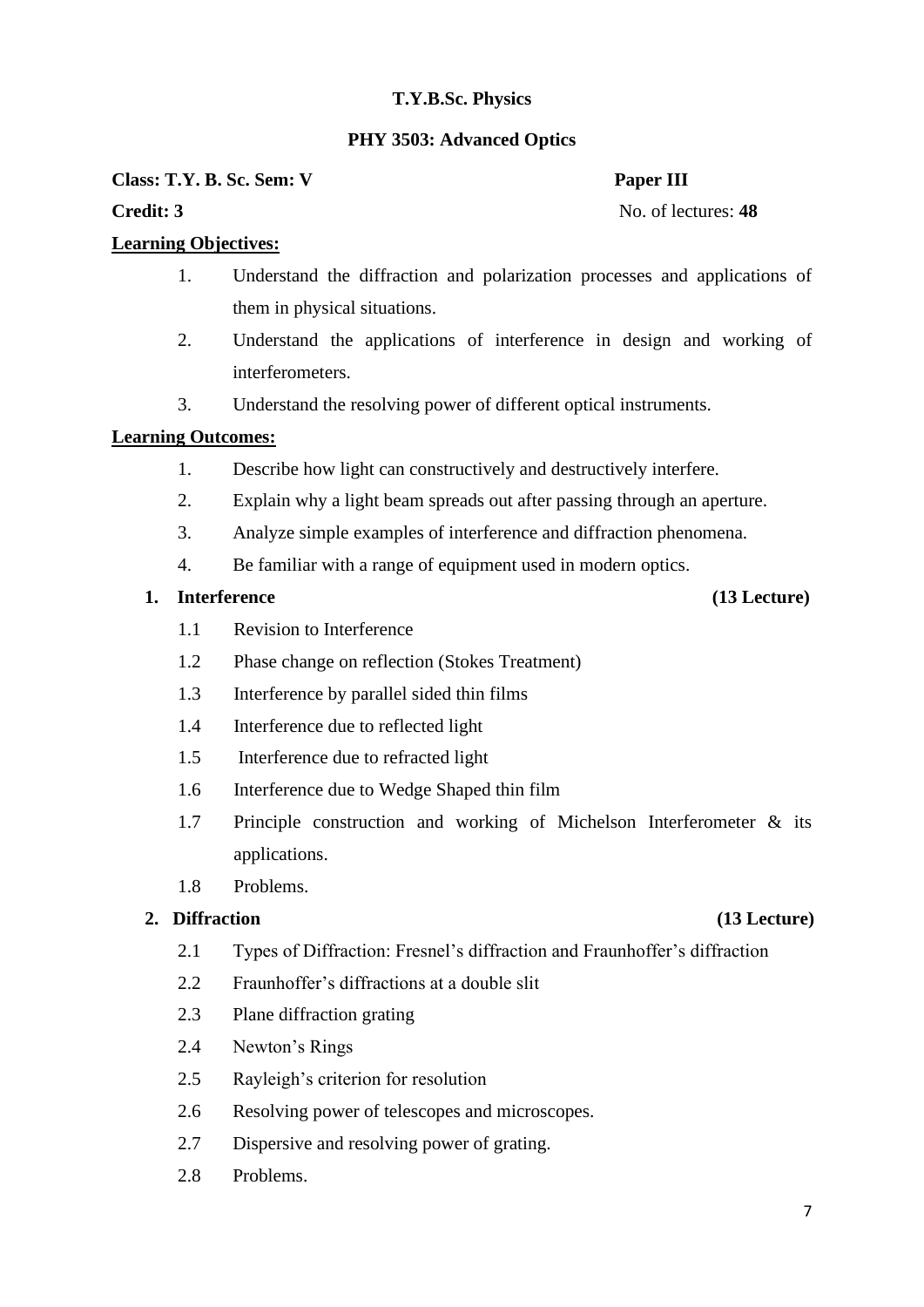**T.Y.B.Sc. Physics**

**PHY 3503: Advanced Optics**

**Class: T.Y. B. Sc. Sem: V** **Paper III**

**Credit: 3** No. of lectures: **48**

**Learning Objectives:**

1. Understand the diffraction and polarization processes and applications of them in physical situations.
2. Understand the applications of interference in design and working of interferometers.
3. Understand the resolving power of different optical instruments.

**Learning Outcomes:**

1. Describe how light can constructively and destructively interfere.
2. Explain why a light beam spreads out after passing through an aperture.
3. Analyze simple examples of interference and diffraction phenomena.
4. Be familiar with a range of equipment used in modern optics.

**1. Interference** **(13 Lecture)**

- 1.1 Revision to Interference
- 1.2 Phase change on reflection (Stokes Treatment)
- 1.3 Interference by parallel sided thin films
- 1.4 Interference due to reflected light
- 1.5 Interference due to refracted light
- 1.6 Interference due to Wedge Shaped thin film
- 1.7 Principle construction and working of Michelson Interferometer & its applications.
- 1.8 Problems.

**2. Diffraction** **(13 Lecture)**

- 2.1 Types of Diffraction: Fresnel's diffraction and Fraunhoffer's diffraction
- 2.2 Fraunhoffer's diffractions at a double slit
- 2.3 Plane diffraction grating
- 2.4 Newton's Rings
- 2.5 Rayleigh's criterion for resolution
- 2.6 Resolving power of telescopes and microscopes.
- 2.7 Dispersive and resolving power of grating.
- 2.8 Problems.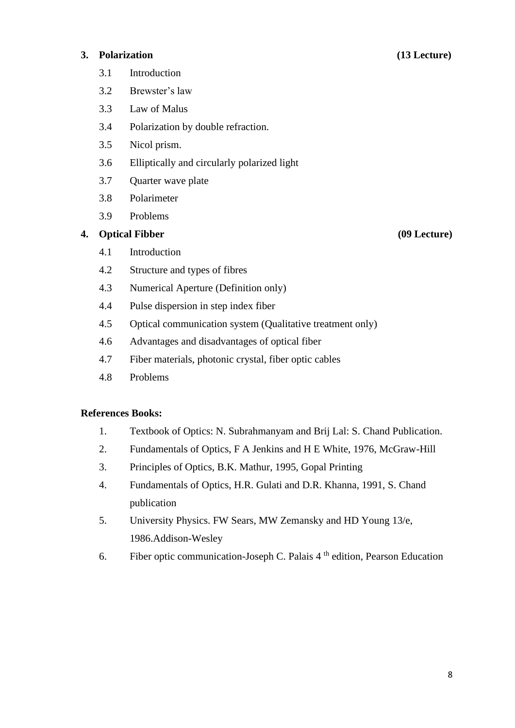**3. Polarization (13 Lecture)**

- 3.1 Introduction
- 3.2 Brewster's law
- 3.3 Law of Malus
- 3.4 Polarization by double refraction.
- 3.5 Nicol prism.
- 3.6 Elliptically and circularly polarized light
- 3.7 Quarter wave plate
- 3.8 Polarimeter
- 3.9 Problems

**4. Optical Fibber (09 Lecture)**

- 4.1 Introduction
- 4.2 Structure and types of fibres
- 4.3 Numerical Aperture (Definition only)
- 4.4 Pulse dispersion in step index fiber
- 4.5 Optical communication system (Qualitative treatment only)
- 4.6 Advantages and disadvantages of optical fiber
- 4.7 Fiber materials, photonic crystal, fiber optic cables
- 4.8 Problems

**References Books:**

1. Textbook of Optics: N. Subrahmanyam and Brij Lal: S. Chand Publication.
2. Fundamentals of Optics, F A Jenkins and H E White, 1976, McGraw-Hill
3. Principles of Optics, B.K. Mathur, 1995, Gopal Printing
4. Fundamentals of Optics, H.R. Gulati and D.R. Khanna, 1991, S. Chand publication
5. University Physics. FW Sears, MW Zemansky and HD Young 13/e, 1986.Addison-Wesley
6. Fiber optic communication-Joseph C. Palais 4th edition, Pearson Education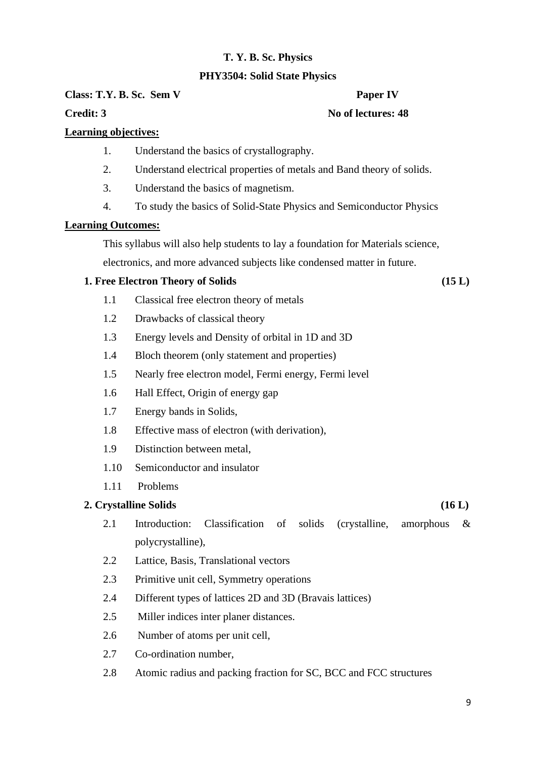**T. Y. B. Sc. Physics**

**PHY3504: Solid State Physics**

**Class: T.Y. B. Sc. Sem V** **Paper IV**

**Credit: 3** **No of lectures: 48**

**Learning objectives:**

1. Understand the basics of crystallography.
2. Understand electrical properties of metals and Band theory of solids.
3. Understand the basics of magnetism.
4. To study the basics of Solid-State Physics and Semiconductor Physics

**Learning Outcomes:**

This syllabus will also help students to lay a foundation for Materials science, electronics, and more advanced subjects like condensed matter in future.

**1. Free Electron Theory of Solids** **(15 L)**

- 1.1 Classical free electron theory of metals
- 1.2 Drawbacks of classical theory
- 1.3 Energy levels and Density of orbital in 1D and 3D
- 1.4 Bloch theorem (only statement and properties)
- 1.5 Nearly free electron model, Fermi energy, Fermi level
- 1.6 Hall Effect, Origin of energy gap
- 1.7 Energy bands in Solids,
- 1.8 Effective mass of electron (with derivation),
- 1.9 Distinction between metal,
- 1.10 Semiconductor and insulator
- 1.11 Problems

**2. Crystalline Solids** **(16 L)**

- 2.1 Introduction: Classification of solids (crystalline, amorphous & polycrystalline),
- 2.2 Lattice, Basis, Translational vectors
- 2.3 Primitive unit cell, Symmetry operations
- 2.4 Different types of lattices 2D and 3D (Bravais lattices)
- 2.5 Miller indices inter planer distances.
- 2.6 Number of atoms per unit cell,
- 2.7 Co-ordination number,
- 2.8 Atomic radius and packing fraction for SC, BCC and FCC structures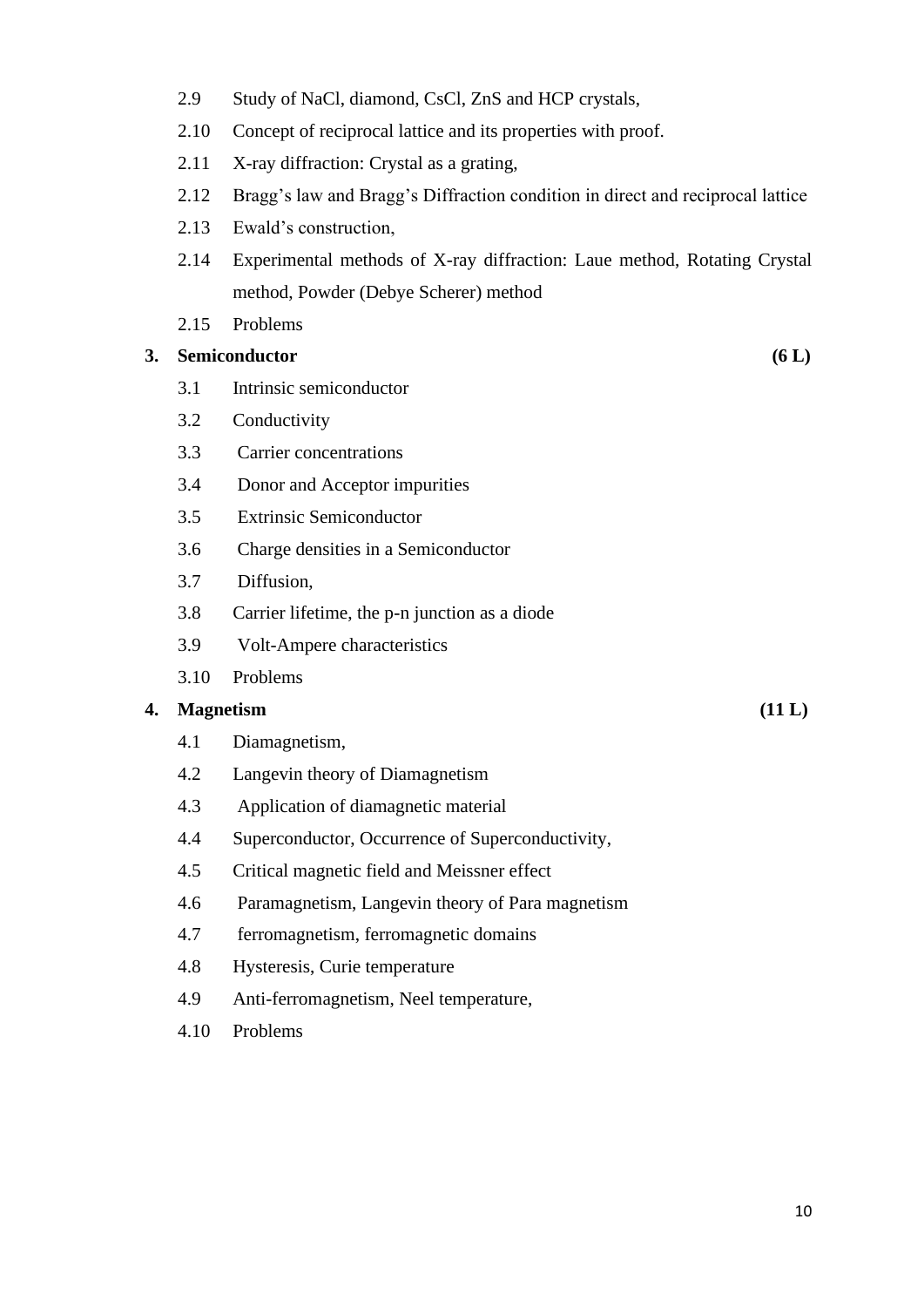2.9 Study of NaCl, diamond, CsCl, ZnS and HCP crystals,

2.10 Concept of reciprocal lattice and its properties with proof.

2.11 X-ray diffraction: Crystal as a grating,

2.12 Bragg's law and Bragg's Diffraction condition in direct and reciprocal lattice

2.13 Ewald's construction,

2.14 Experimental methods of X-ray diffraction: Laue method, Rotating Crystal method, Powder (Debye Scherer) method

2.15 Problems

**3. Semiconductor (6 L)**

3.1 Intrinsic semiconductor

3.2 Conductivity

3.3 Carrier concentrations

3.4 Donor and Acceptor impurities

3.5 Extrinsic Semiconductor

3.6 Charge densities in a Semiconductor

3.7 Diffusion,

3.8 Carrier lifetime, the p-n junction as a diode

3.9 Volt-Ampere characteristics

3.10 Problems

**4. Magnetism (11 L)**

4.1 Diamagnetism,

4.2 Langevin theory of Diamagnetism

4.3 Application of diamagnetic material

4.4 Superconductor, Occurrence of Superconductivity,

4.5 Critical magnetic field and Meissner effect

4.6 Paramagnetism, Langevin theory of Para magnetism

4.7 ferromagnetism, ferromagnetic domains

4.8 Hysteresis, Curie temperature

4.9 Anti-ferromagnetism, Neel temperature,

4.10 Problems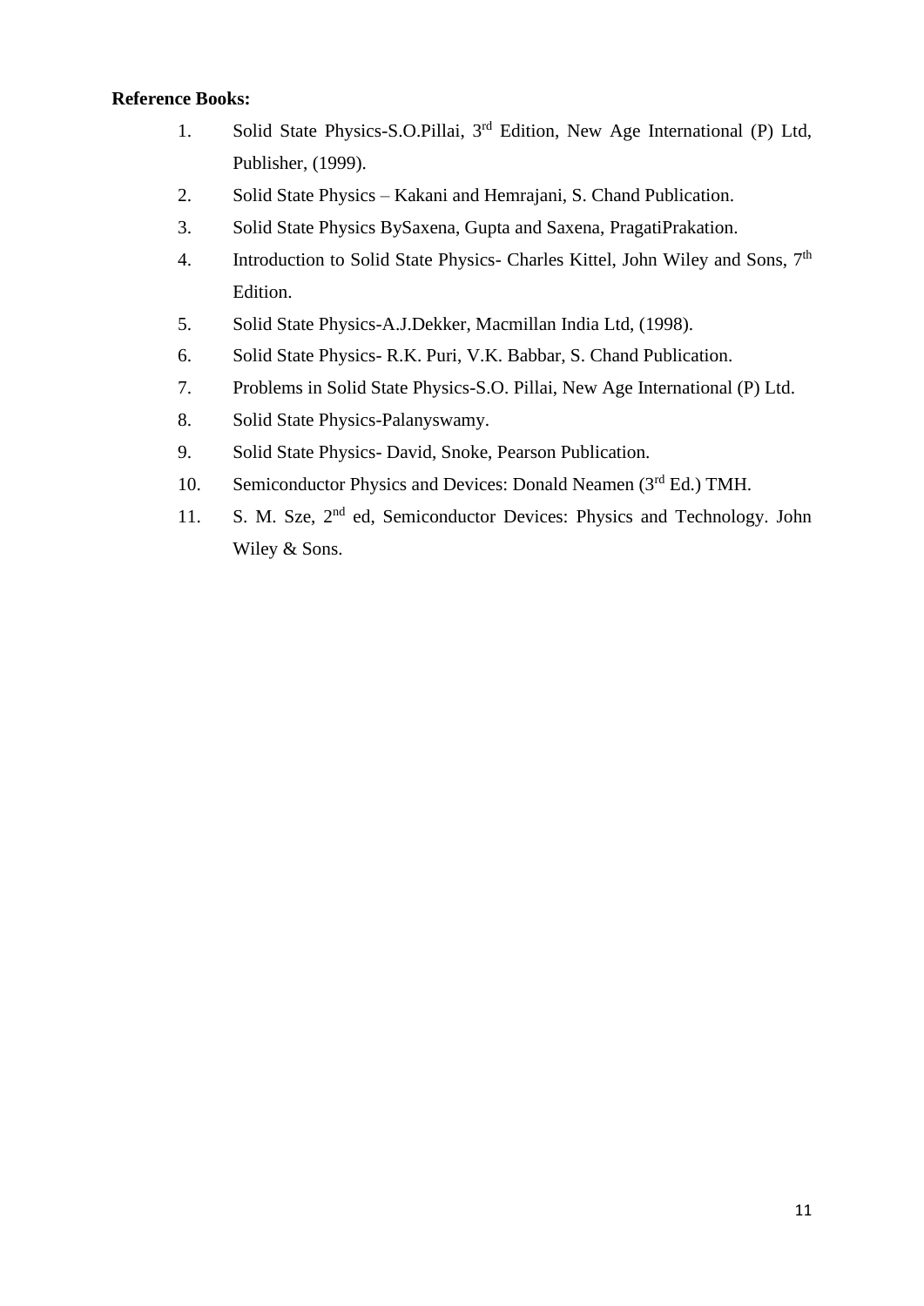**Reference Books:**

1. Solid State Physics-S.O.Pillai, 3rd Edition, New Age International (P) Ltd, Publisher, (1999).
2. Solid State Physics – Kakani and Hemrajani, S. Chand Publication.
3. Solid State Physics BySaxena, Gupta and Saxena, PragatiPrakation.
4. Introduction to Solid State Physics- Charles Kittel, John Wiley and Sons, 7th Edition.
5. Solid State Physics-A.J.Dekker, Macmillan India Ltd, (1998).
6. Solid State Physics- R.K. Puri, V.K. Babbar, S. Chand Publication.
7. Problems in Solid State Physics-S.O. Pillai, New Age International (P) Ltd.
8. Solid State Physics-Palanyswamy.
9. Solid State Physics- David, Snoke, Pearson Publication.
10. Semiconductor Physics and Devices: Donald Neamen (3rd Ed.) TMH.
11. S. M. Sze, 2nd ed, Semiconductor Devices: Physics and Technology. John Wiley & Sons.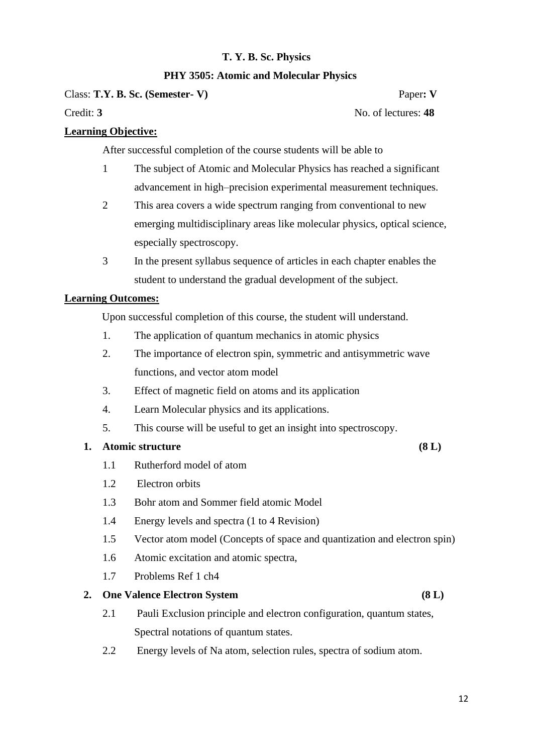**T. Y. B. Sc. Physics**

**PHY 3505: Atomic and Molecular Physics**

Class: **T.Y. B. Sc. (Semester- V)** Paper**: V**

Credit: **3** No. of lectures: **48**

**Learning Objective:**

After successful completion of the course students will be able to

1. The subject of Atomic and Molecular Physics has reached a significant advancement in high–precision experimental measurement techniques.
2. This area covers a wide spectrum ranging from conventional to new emerging multidisciplinary areas like molecular physics, optical science, especially spectroscopy.
3. In the present syllabus sequence of articles in each chapter enables the student to understand the gradual development of the subject.

**Learning Outcomes:**

Upon successful completion of this course, the student will understand.

1. The application of quantum mechanics in atomic physics
2. The importance of electron spin, symmetric and antisymmetric wave functions, and vector atom model
3. Effect of magnetic field on atoms and its application
4. Learn Molecular physics and its applications.
5. This course will be useful to get an insight into spectroscopy.

**1. Atomic structure (8 L)**

- 1.1 Rutherford model of atom
- 1.2 Electron orbits
- 1.3 Bohr atom and Sommer field atomic Model
- 1.4 Energy levels and spectra (1 to 4 Revision)
- 1.5 Vector atom model (Concepts of space and quantization and electron spin)
- 1.6 Atomic excitation and atomic spectra,
- 1.7 Problems Ref 1 ch4

**2. One Valence Electron System (8 L)**

- 2.1 Pauli Exclusion principle and electron configuration, quantum states, Spectral notations of quantum states.
- 2.2 Energy levels of Na atom, selection rules, spectra of sodium atom.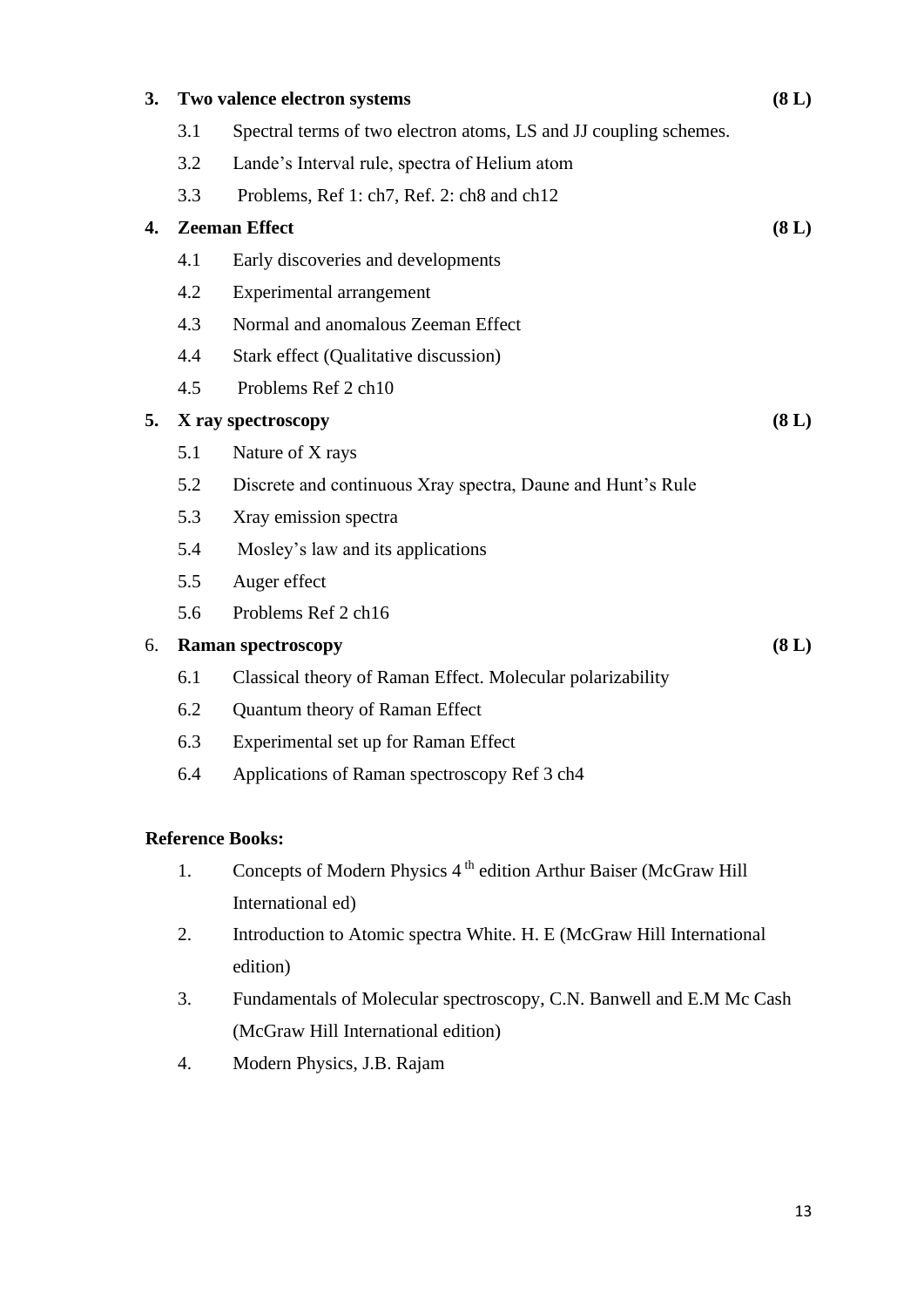**3. Two valence electron systems (8 L)**

3.1 Spectral terms of two electron atoms, LS and JJ coupling schemes.

3.2 Lande's Interval rule, spectra of Helium atom

3.3 Problems, Ref 1: ch7, Ref. 2: ch8 and ch12

**4. Zeeman Effect (8 L)**

4.1 Early discoveries and developments

4.2 Experimental arrangement

4.3 Normal and anomalous Zeeman Effect

4.4 Stark effect (Qualitative discussion)

4.5 Problems Ref 2 ch10

**5. X ray spectroscopy (8 L)**

5.1 Nature of X rays

5.2 Discrete and continuous Xray spectra, Daune and Hunt's Rule

5.3 Xray emission spectra

5.4 Mosley's law and its applications

5.5 Auger effect

5.6 Problems Ref 2 ch16

6. **Raman spectroscopy (8 L)**

6.1 Classical theory of Raman Effect. Molecular polarizability

6.2 Quantum theory of Raman Effect

6.3 Experimental set up for Raman Effect

6.4 Applications of Raman spectroscopy Ref 3 ch4

**Reference Books:**

1. Concepts of Modern Physics 4 th edition Arthur Baiser (McGraw Hill International ed)
2. Introduction to Atomic spectra White. H. E (McGraw Hill International edition)
3. Fundamentals of Molecular spectroscopy, C.N. Banwell and E.M Mc Cash (McGraw Hill International edition)
4. Modern Physics, J.B. Rajam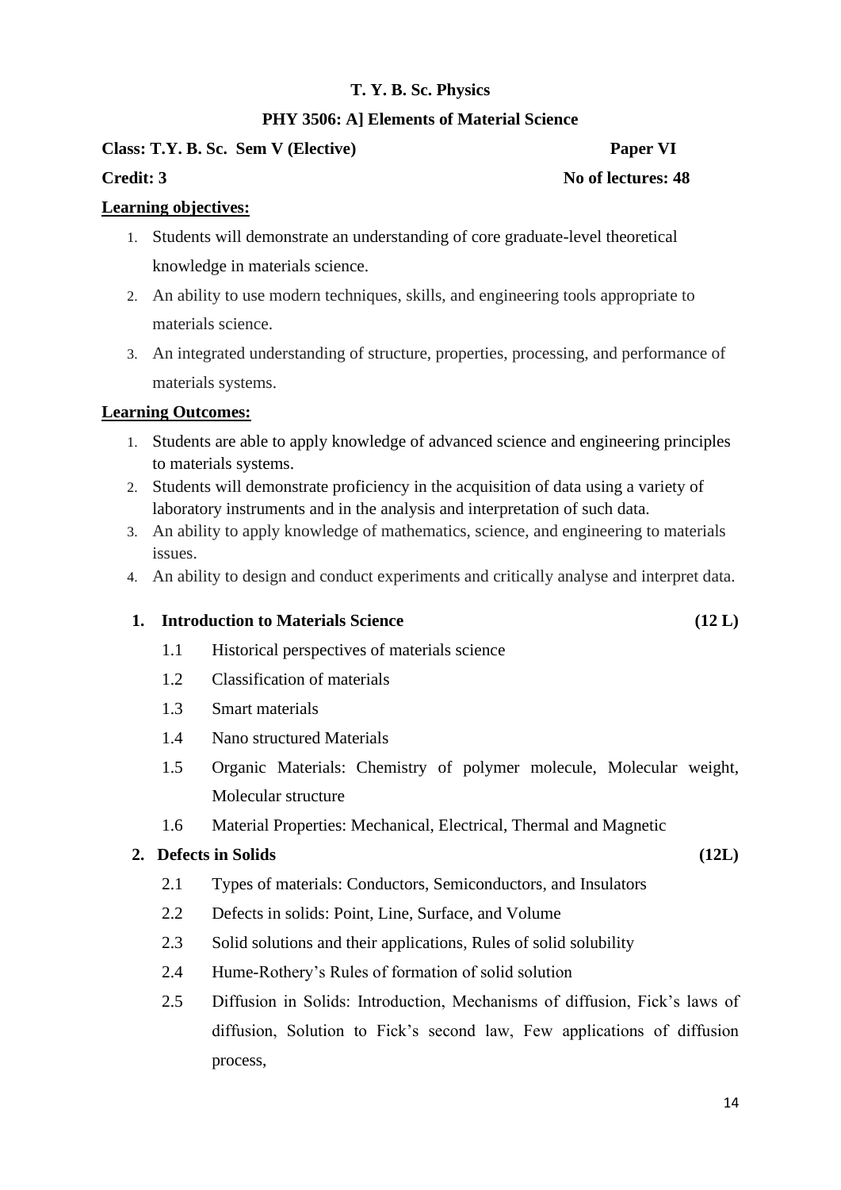**T. Y. B. Sc. Physics**

**PHY 3506: A] Elements of Material Science**

**Class: T.Y. B. Sc. Sem V (Elective)** **Paper VI**

**Credit: 3** **No of lectures: 48**

**Learning objectives:**

1. Students will demonstrate an understanding of core graduate-level theoretical knowledge in materials science.
2. An ability to use modern techniques, skills, and engineering tools appropriate to materials science.
3. An integrated understanding of structure, properties, processing, and performance of materials systems.

**Learning Outcomes:**

1. Students are able to apply knowledge of advanced science and engineering principles to materials systems.
2. Students will demonstrate proficiency in the acquisition of data using a variety of laboratory instruments and in the analysis and interpretation of such data.
3. An ability to apply knowledge of mathematics, science, and engineering to materials issues.
4. An ability to design and conduct experiments and critically analyse and interpret data.

**1. Introduction to Materials Science (12 L)**

- 1.1 Historical perspectives of materials science
- 1.2 Classification of materials
- 1.3 Smart materials
- 1.4 Nano structured Materials
- 1.5 Organic Materials: Chemistry of polymer molecule, Molecular weight, Molecular structure
- 1.6 Material Properties: Mechanical, Electrical, Thermal and Magnetic

**2. Defects in Solids (12L)**

- 2.1 Types of materials: Conductors, Semiconductors, and Insulators
- 2.2 Defects in solids: Point, Line, Surface, and Volume
- 2.3 Solid solutions and their applications, Rules of solid solubility
- 2.4 Hume-Rothery's Rules of formation of solid solution
- 2.5 Diffusion in Solids: Introduction, Mechanisms of diffusion, Fick's laws of diffusion, Solution to Fick's second law, Few applications of diffusion process,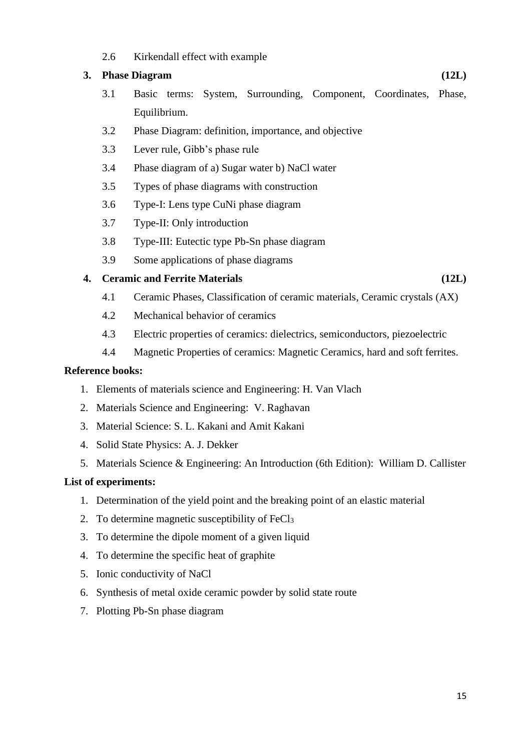2.6 Kirkendall effect with example

**3. Phase Diagram (12L)**

3.1 Basic terms: System, Surrounding, Component, Coordinates, Phase, Equilibrium.

3.2 Phase Diagram: definition, importance, and objective

3.3 Lever rule, Gibb's phase rule

3.4 Phase diagram of a) Sugar water b) NaCl water

3.5 Types of phase diagrams with construction

3.6 Type-I: Lens type CuNi phase diagram

3.7 Type-II: Only introduction

3.8 Type-III: Eutectic type Pb-Sn phase diagram

3.9 Some applications of phase diagrams

**4. Ceramic and Ferrite Materials (12L)**

4.1 Ceramic Phases, Classification of ceramic materials, Ceramic crystals (AX)

4.2 Mechanical behavior of ceramics

4.3 Electric properties of ceramics: dielectrics, semiconductors, piezoelectric

4.4 Magnetic Properties of ceramics: Magnetic Ceramics, hard and soft ferrites.

**Reference books:**

1. Elements of materials science and Engineering: H. Van Vlach
2. Materials Science and Engineering: V. Raghavan
3. Material Science: S. L. Kakani and Amit Kakani
4. Solid State Physics: A. J. Dekker
5. Materials Science & Engineering: An Introduction (6th Edition): William D. Callister

**List of experiments:**

1. Determination of the yield point and the breaking point of an elastic material
2. To determine magnetic susceptibility of $FeCl_3$
3. To determine the dipole moment of a given liquid
4. To determine the specific heat of graphite
5. Ionic conductivity of NaCl
6. Synthesis of metal oxide ceramic powder by solid state route
7. Plotting Pb-Sn phase diagram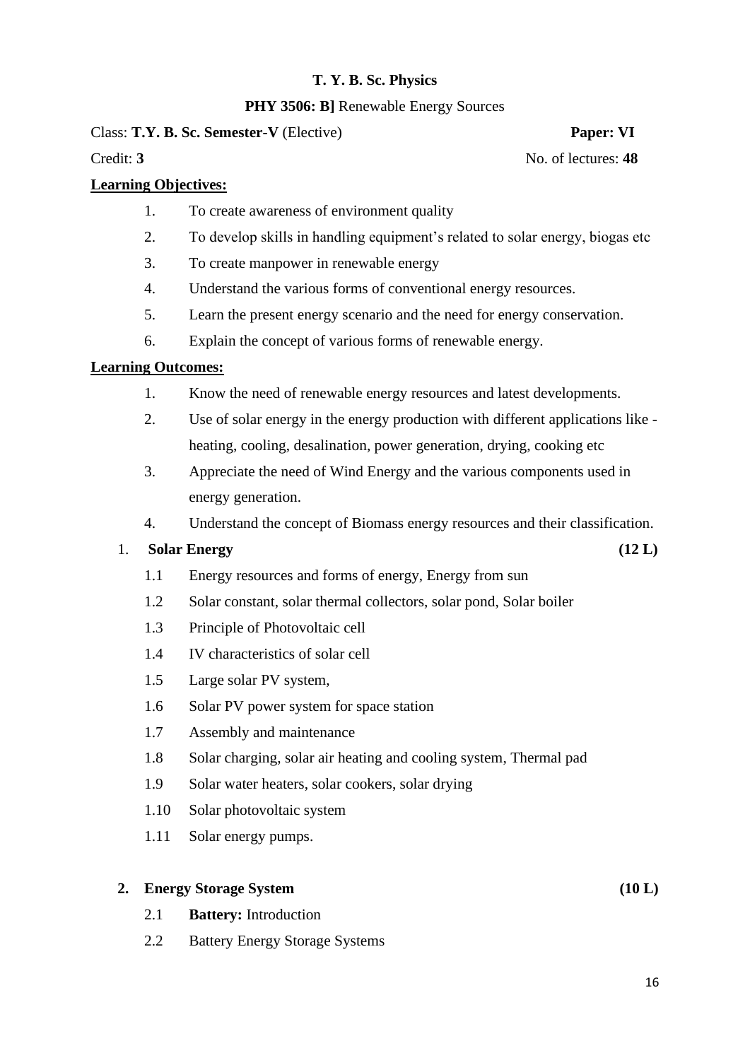**T. Y. B. Sc. Physics**

**PHY 3506: B]** Renewable Energy Sources

Class: **T.Y. B. Sc. Semester-V** (Elective) **Paper: VI**

Credit: **3** No. of lectures: **48**

**Learning Objectives:**

1. To create awareness of environment quality
2. To develop skills in handling equipment's related to solar energy, biogas etc
3. To create manpower in renewable energy
4. Understand the various forms of conventional energy resources.
5. Learn the present energy scenario and the need for energy conservation.
6. Explain the concept of various forms of renewable energy.

**Learning Outcomes:**

1. Know the need of renewable energy resources and latest developments.
2. Use of solar energy in the energy production with different applications like - heating, cooling, desalination, power generation, drying, cooking etc
3. Appreciate the need of Wind Energy and the various components used in energy generation.
4. Understand the concept of Biomass energy resources and their classification.

1. **Solar Energy** **(12 L)**

    1.1 Energy resources and forms of energy, Energy from sun

    1.2 Solar constant, solar thermal collectors, solar pond, Solar boiler

    1.3 Principle of Photovoltaic cell

    1.4 IV characteristics of solar cell

    1.5 Large solar PV system,

    1.6 Solar PV power system for space station

    1.7 Assembly and maintenance

    1.8 Solar charging, solar air heating and cooling system, Thermal pad

    1.9 Solar water heaters, solar cookers, solar drying

    1.10 Solar photovoltaic system

    1.11 Solar energy pumps.

2. **Energy Storage System** **(10 L)**

    2.1 **Battery:** Introduction

    2.2 Battery Energy Storage Systems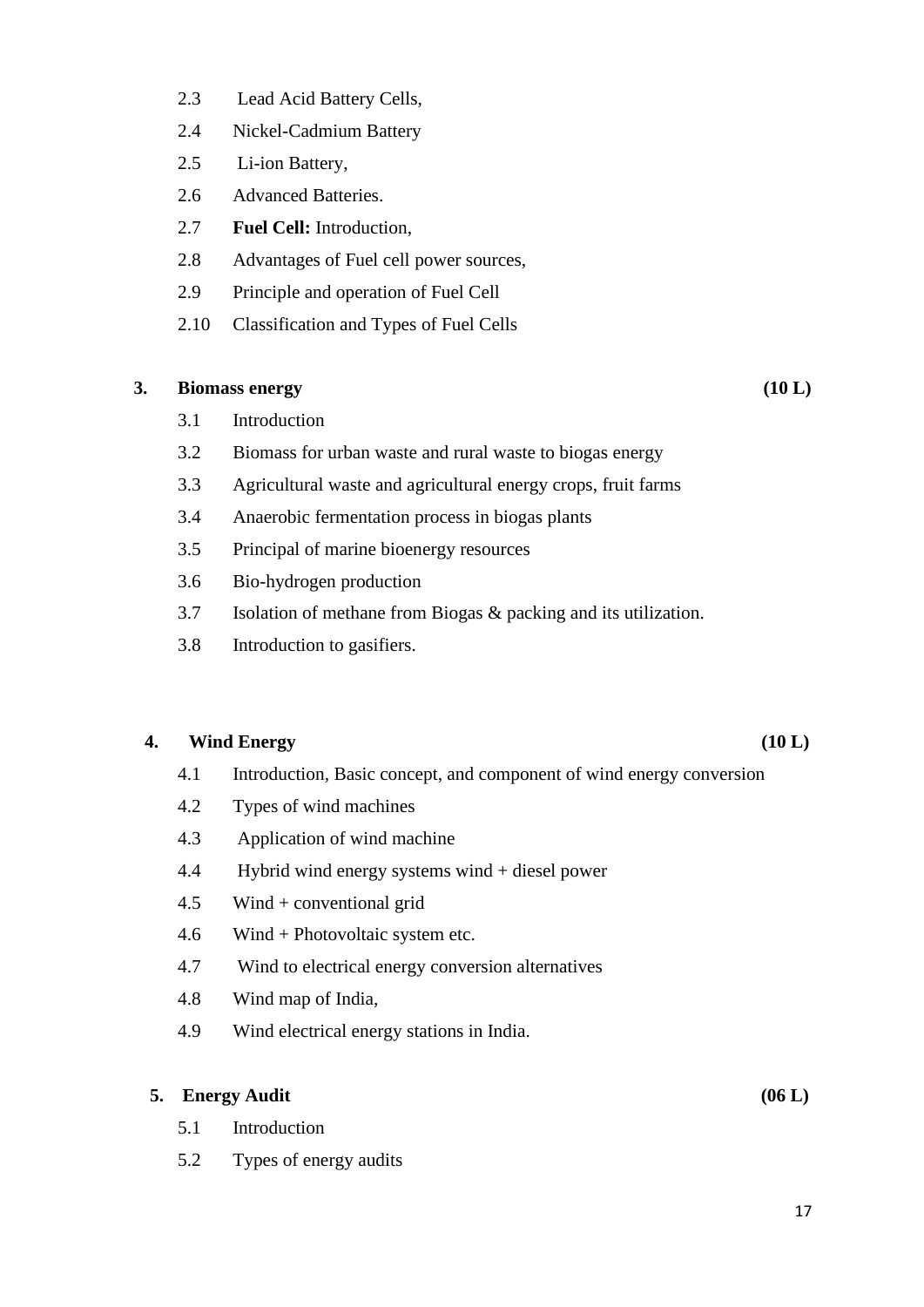2.3 Lead Acid Battery Cells,

2.4 Nickel-Cadmium Battery

2.5 Li-ion Battery,

2.6 Advanced Batteries.

2.7 **Fuel Cell:** Introduction,

2.8 Advantages of Fuel cell power sources,

2.9 Principle and operation of Fuel Cell

2.10 Classification and Types of Fuel Cells

**3. Biomass energy (10 L)**

3.1 Introduction

3.2 Biomass for urban waste and rural waste to biogas energy

3.3 Agricultural waste and agricultural energy crops, fruit farms

3.4 Anaerobic fermentation process in biogas plants

3.5 Principal of marine bioenergy resources

3.6 Bio-hydrogen production

3.7 Isolation of methane from Biogas & packing and its utilization.

3.8 Introduction to gasifiers.

**4. Wind Energy (10 L)**

4.1 Introduction, Basic concept, and component of wind energy conversion

4.2 Types of wind machines

4.3 Application of wind machine

4.4 Hybrid wind energy systems wind + diesel power

4.5 Wind + conventional grid

4.6 Wind + Photovoltaic system etc.

4.7 Wind to electrical energy conversion alternatives

4.8 Wind map of India,

4.9 Wind electrical energy stations in India.

**5. Energy Audit (06 L)**

5.1 Introduction

5.2 Types of energy audits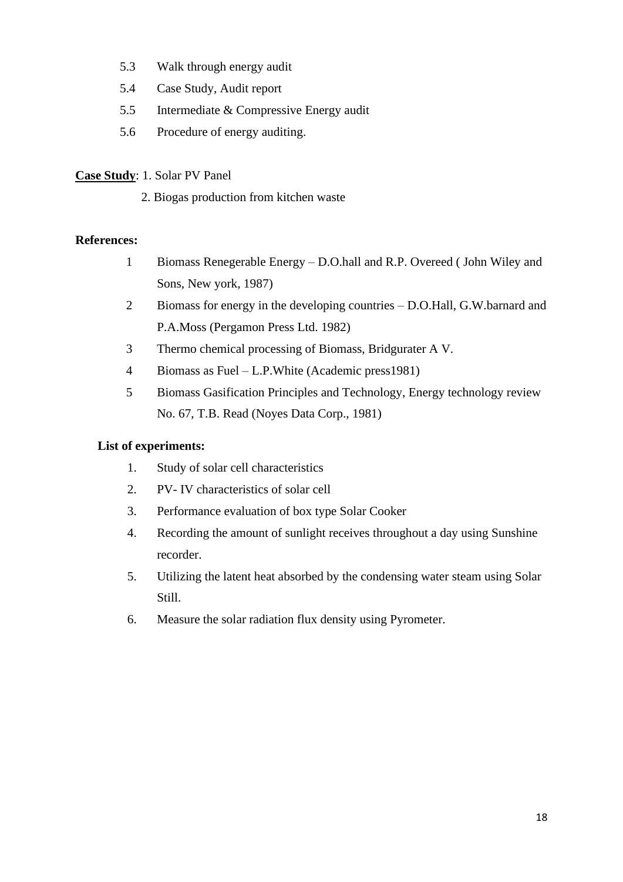5.3 Walk through energy audit

5.4 Case Study, Audit report

5.5 Intermediate & Compressive Energy audit

5.6 Procedure of energy auditing.

**Case Study**: 1. Solar PV Panel

2. Biogas production from kitchen waste

**References:**

1. Biomass Renegerable Energy – D.O.hall and R.P. Overeed ( John Wiley and Sons, New york, 1987)
2. Biomass for energy in the developing countries – D.O.Hall, G.W.barnard and P.A.Moss (Pergamon Press Ltd. 1982)
3. Thermo chemical processing of Biomass, Bridgurater A V.
4. Biomass as Fuel – L.P.White (Academic press1981)
5. Biomass Gasification Principles and Technology, Energy technology review No. 67, T.B. Read (Noyes Data Corp., 1981)

**List of experiments:**

1. Study of solar cell characteristics
2. PV- IV characteristics of solar cell
3. Performance evaluation of box type Solar Cooker
4. Recording the amount of sunlight receives throughout a day using Sunshine recorder.
5. Utilizing the latent heat absorbed by the condensing water steam using Solar Still.
6. Measure the solar radiation flux density using Pyrometer.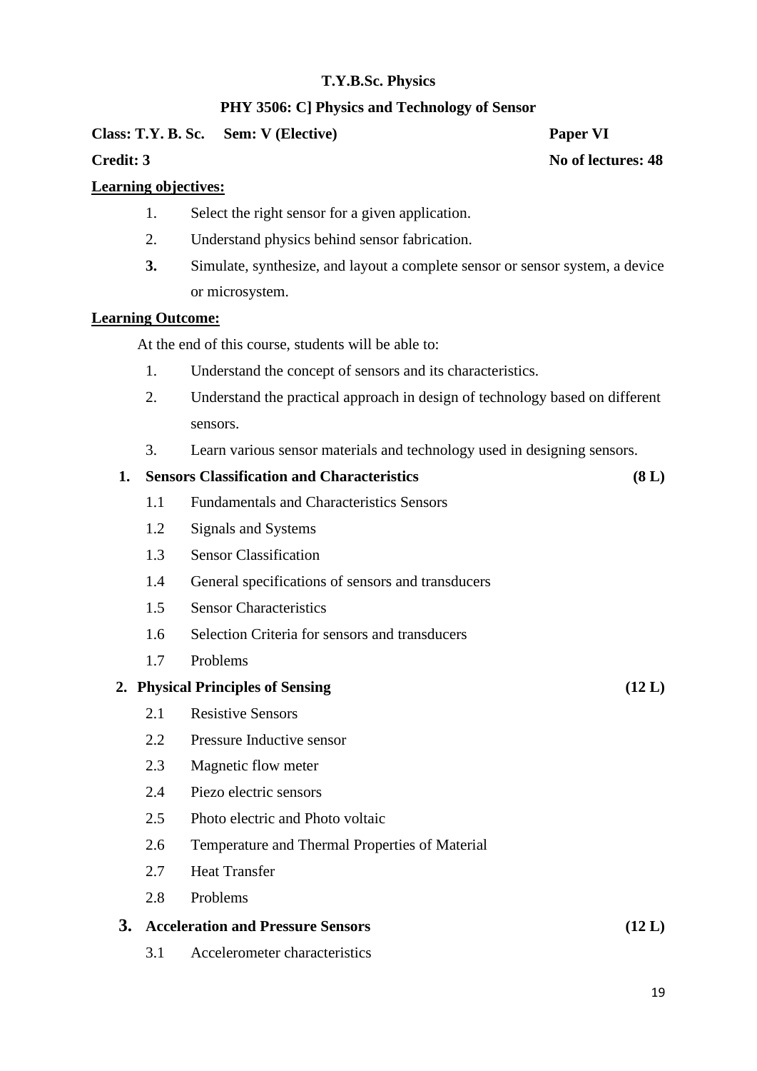**T.Y.B.Sc. Physics**

**PHY 3506: C] Physics and Technology of Sensor**

**Class: T.Y. B. Sc.  Sem: V (Elective)  Paper VI**

**Credit: 3  No of lectures: 48**

**Learning objectives:**

1. Select the right sensor for a given application.
2. Understand physics behind sensor fabrication.
3. Simulate, synthesize, and layout a complete sensor or sensor system, a device or microsystem.

**Learning Outcome:**

At the end of this course, students will be able to:

1. Understand the concept of sensors and its characteristics.
2. Understand the practical approach in design of technology based on different sensors.
3. Learn various sensor materials and technology used in designing sensors.

**1. Sensors Classification and Characteristics (8 L)**

- 1.1 Fundamentals and Characteristics Sensors
- 1.2 Signals and Systems
- 1.3 Sensor Classification
- 1.4 General specifications of sensors and transducers
- 1.5 Sensor Characteristics
- 1.6 Selection Criteria for sensors and transducers
- 1.7 Problems

**2. Physical Principles of Sensing (12 L)**

- 2.1 Resistive Sensors
- 2.2 Pressure Inductive sensor
- 2.3 Magnetic flow meter
- 2.4 Piezo electric sensors
- 2.5 Photo electric and Photo voltaic
- 2.6 Temperature and Thermal Properties of Material
- 2.7 Heat Transfer
- 2.8 Problems

**3. Acceleration and Pressure Sensors (12 L)**

- 3.1 Accelerometer characteristics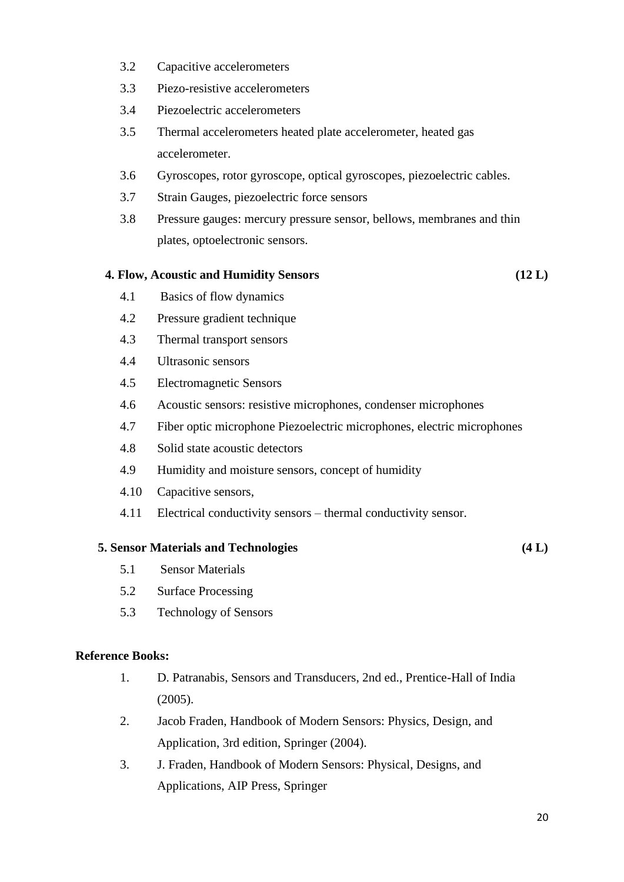3.2 Capacitive accelerometers

3.3 Piezo-resistive accelerometers

3.4 Piezoelectric accelerometers

3.5 Thermal accelerometers heated plate accelerometer, heated gas accelerometer.

3.6 Gyroscopes, rotor gyroscope, optical gyroscopes, piezoelectric cables.

3.7 Strain Gauges, piezoelectric force sensors

3.8 Pressure gauges: mercury pressure sensor, bellows, membranes and thin plates, optoelectronic sensors.

**4. Flow, Acoustic and Humidity Sensors (12 L)**

4.1 Basics of flow dynamics

4.2 Pressure gradient technique

4.3 Thermal transport sensors

4.4 Ultrasonic sensors

4.5 Electromagnetic Sensors

4.6 Acoustic sensors: resistive microphones, condenser microphones

4.7 Fiber optic microphone Piezoelectric microphones, electric microphones

4.8 Solid state acoustic detectors

4.9 Humidity and moisture sensors, concept of humidity

4.10 Capacitive sensors,

4.11 Electrical conductivity sensors – thermal conductivity sensor.

**5. Sensor Materials and Technologies (4 L)**

5.1 Sensor Materials

5.2 Surface Processing

5.3 Technology of Sensors

**Reference Books:**

1. D. Patranabis, Sensors and Transducers, 2nd ed., Prentice-Hall of India (2005).
2. Jacob Fraden, Handbook of Modern Sensors: Physics, Design, and Application, 3rd edition, Springer (2004).
3. J. Fraden, Handbook of Modern Sensors: Physical, Designs, and Applications, AIP Press, Springer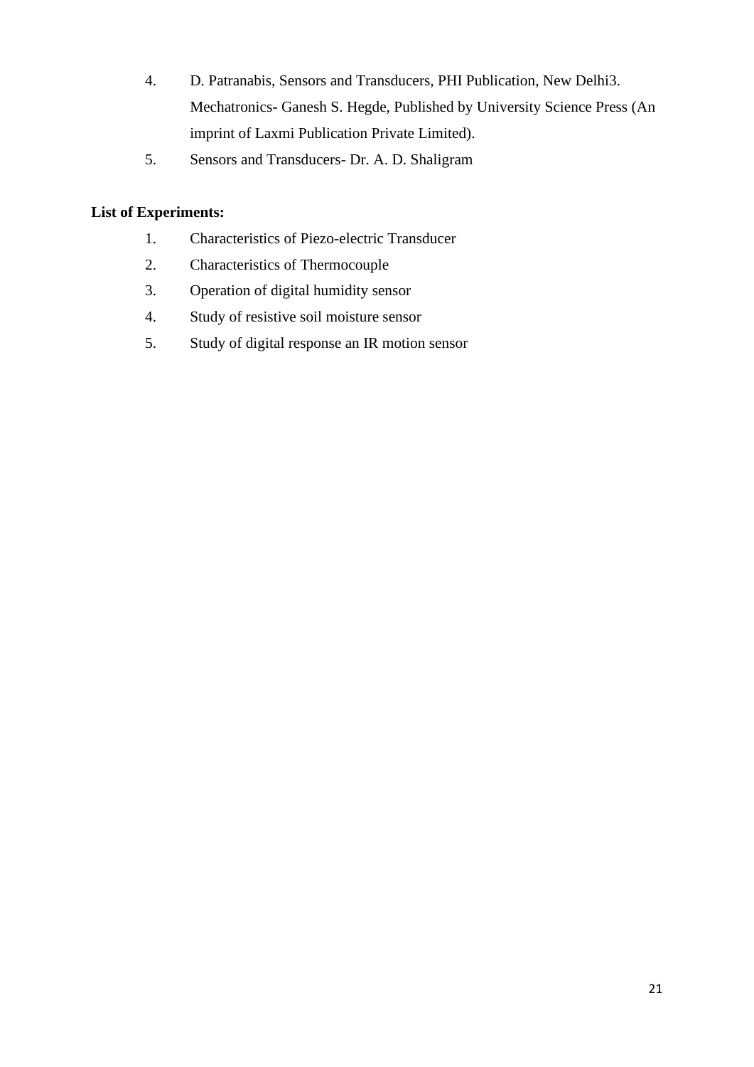4. D. Patranabis, Sensors and Transducers, PHI Publication, New Delhi3. Mechatronics- Ganesh S. Hegde, Published by University Science Press (An imprint of Laxmi Publication Private Limited).
5. Sensors and Transducers- Dr. A. D. Shaligram

**List of Experiments:**

1. Characteristics of Piezo-electric Transducer
2. Characteristics of Thermocouple
3. Operation of digital humidity sensor
4. Study of resistive soil moisture sensor
5. Study of digital response an IR motion sensor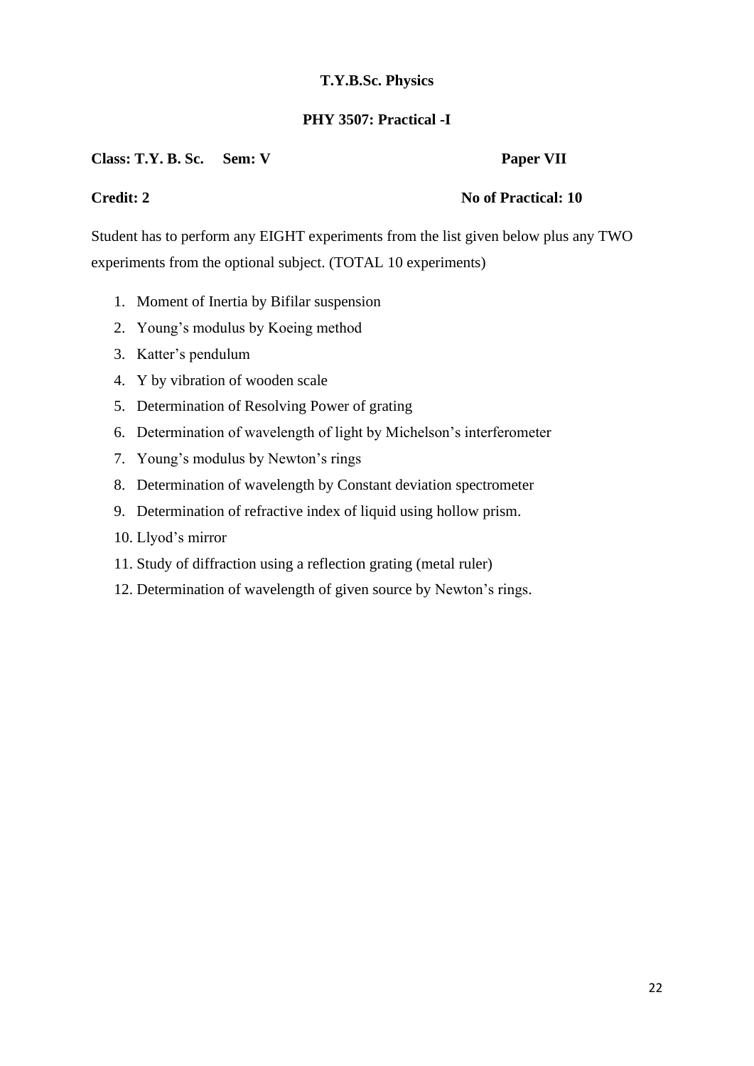**T.Y.B.Sc. Physics**

**PHY 3507: Practical -I**

**Class: T.Y. B. Sc.  Sem: V  Paper VII**

**Credit: 2  No of Practical: 10**

Student has to perform any EIGHT experiments from the list given below plus any TWO experiments from the optional subject. (TOTAL 10 experiments)

1. Moment of Inertia by Bifilar suspension
2. Young's modulus by Koeing method
3. Katter's pendulum
4. Y by vibration of wooden scale
5. Determination of Resolving Power of grating
6. Determination of wavelength of light by Michelson's interferometer
7. Young's modulus by Newton's rings
8. Determination of wavelength by Constant deviation spectrometer
9. Determination of refractive index of liquid using hollow prism.
10. Llyod's mirror
11. Study of diffraction using a reflection grating (metal ruler)
12. Determination of wavelength of given source by Newton's rings.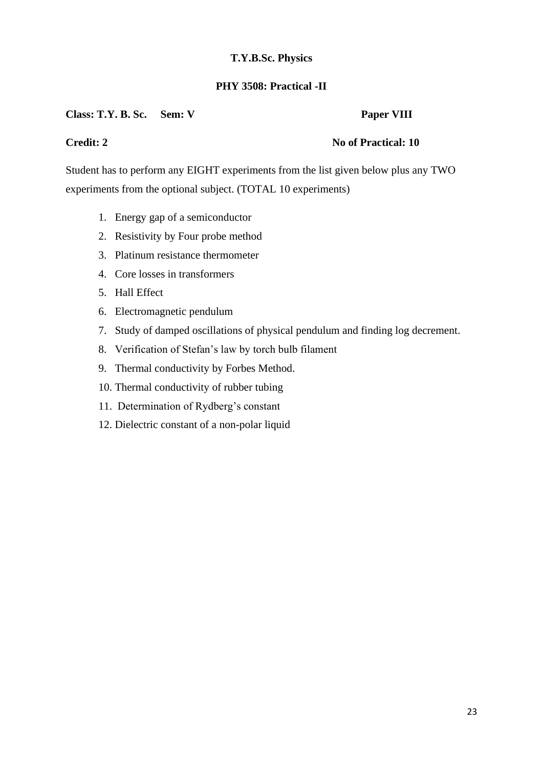**T.Y.B.Sc. Physics**

**PHY 3508: Practical -II**

**Class: T.Y. B. Sc.     Sem: V                                        Paper VIII**

**Credit: 2                                                                  No of Practical: 10**

Student has to perform any EIGHT experiments from the list given below plus any TWO experiments from the optional subject. (TOTAL 10 experiments)

1. Energy gap of a semiconductor
2. Resistivity by Four probe method
3. Platinum resistance thermometer
4. Core losses in transformers
5. Hall Effect
6. Electromagnetic pendulum
7. Study of damped oscillations of physical pendulum and finding log decrement.
8. Verification of Stefan's law by torch bulb filament
9. Thermal conductivity by Forbes Method.
10. Thermal conductivity of rubber tubing
11. Determination of Rydberg's constant
12. Dielectric constant of a non-polar liquid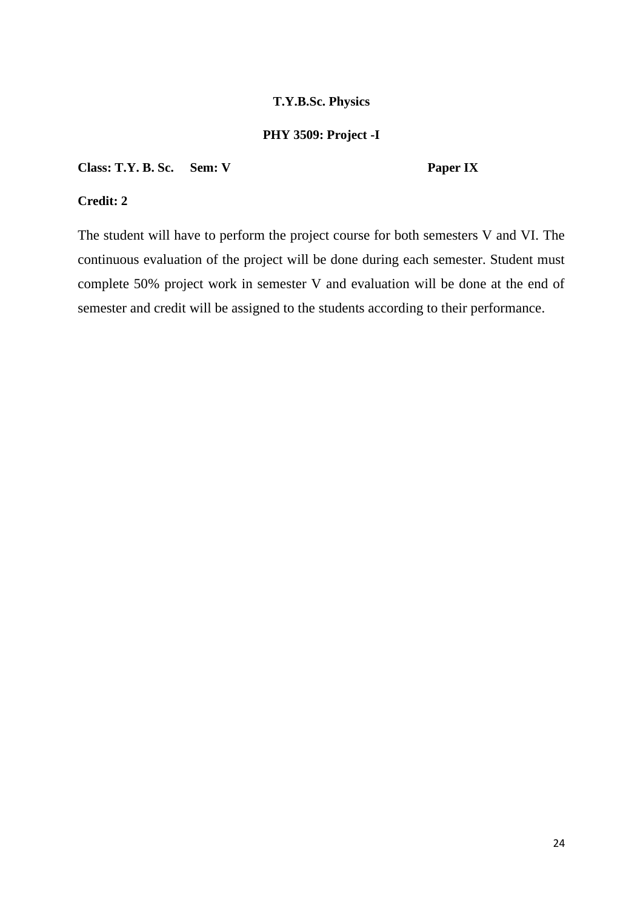**T.Y.B.Sc. Physics**

**PHY 3509: Project -I**

**Class: T.Y. B. Sc.     Sem: V                                        Paper IX**

**Credit: 2**

The student will have to perform the project course for both semesters V and VI. The continuous evaluation of the project will be done during each semester. Student must complete 50% project work in semester V and evaluation will be done at the end of semester and credit will be assigned to the students according to their performance.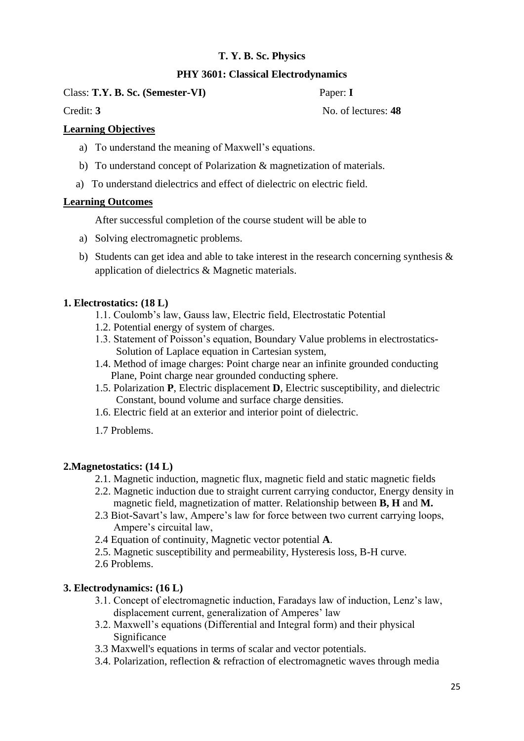**T. Y. B. Sc. Physics**

**PHY 3601: Classical Electrodynamics**

Class: **T.Y. B. Sc. (Semester-VI)** Paper: **I**

Credit: **3** No. of lectures: **48**

**Learning Objectives**

a) To understand the meaning of Maxwell's equations.

b) To understand concept of Polarization & magnetization of materials.

a) To understand dielectrics and effect of dielectric on electric field.

**Learning Outcomes**

After successful completion of the course student will be able to

a) Solving electromagnetic problems.

b) Students can get idea and able to take interest in the research concerning synthesis & application of dielectrics & Magnetic materials.

**1. Electrostatics: (18 L)**

1.1. Coulomb's law, Gauss law, Electric field, Electrostatic Potential

1.2. Potential energy of system of charges.

1.3. Statement of Poisson's equation, Boundary Value problems in electrostatics- Solution of Laplace equation in Cartesian system,

1.4. Method of image charges: Point charge near an infinite grounded conducting Plane, Point charge near grounded conducting sphere.

1.5. Polarization **P**, Electric displacement **D**, Electric susceptibility, and dielectric Constant, bound volume and surface charge densities.

1.6. Electric field at an exterior and interior point of dielectric.

1.7 Problems.

**2.Magnetostatics: (14 L)**

2.1. Magnetic induction, magnetic flux, magnetic field and static magnetic fields

2.2. Magnetic induction due to straight current carrying conductor, Energy density in magnetic field, magnetization of matter. Relationship between **B, H** and **M.**

2.3 Biot-Savart's law, Ampere's law for force between two current carrying loops, Ampere's circuital law,

2.4 Equation of continuity, Magnetic vector potential **A**.

2.5. Magnetic susceptibility and permeability, Hysteresis loss, B-H curve.

2.6 Problems.

**3. Electrodynamics: (16 L)**

3.1. Concept of electromagnetic induction, Faradays law of induction, Lenz's law, displacement current, generalization of Amperes' law

3.2. Maxwell's equations (Differential and Integral form) and their physical Significance

3.3 Maxwell's equations in terms of scalar and vector potentials.

3.4. Polarization, reflection & refraction of electromagnetic waves through media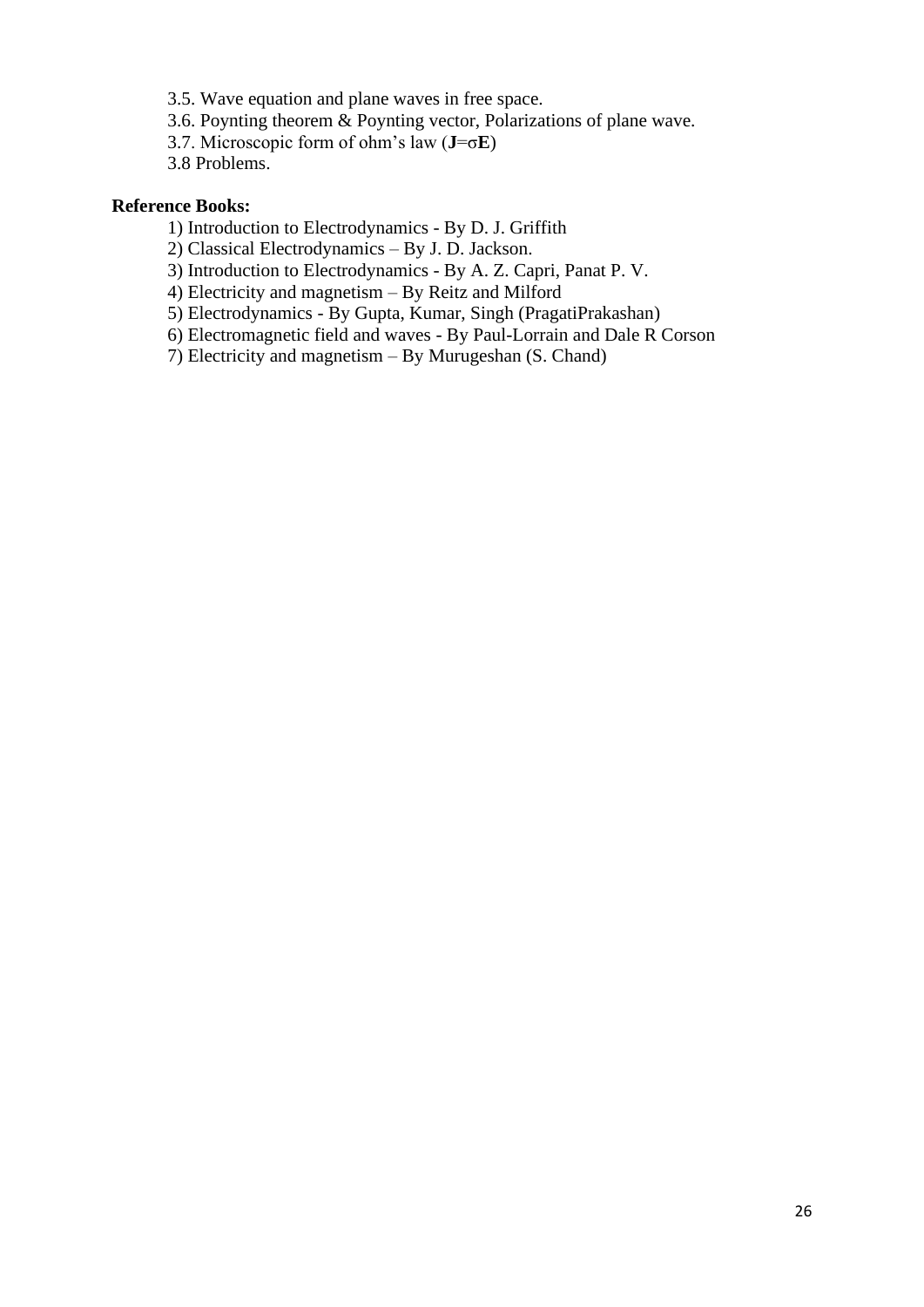3.5. Wave equation and plane waves in free space.

3.6. Poynting theorem & Poynting vector, Polarizations of plane wave.

3.7. Microscopic form of ohm's law (**J**=σ**E**)

3.8 Problems.

**Reference Books:**

1) Introduction to Electrodynamics - By D. J. Griffith
2) Classical Electrodynamics – By J. D. Jackson.
3) Introduction to Electrodynamics - By A. Z. Capri, Panat P. V.
4) Electricity and magnetism – By Reitz and Milford
5) Electrodynamics - By Gupta, Kumar, Singh (PragatiPrakashan)
6) Electromagnetic field and waves - By Paul-Lorrain and Dale R Corson
7) Electricity and magnetism – By Murugeshan (S. Chand)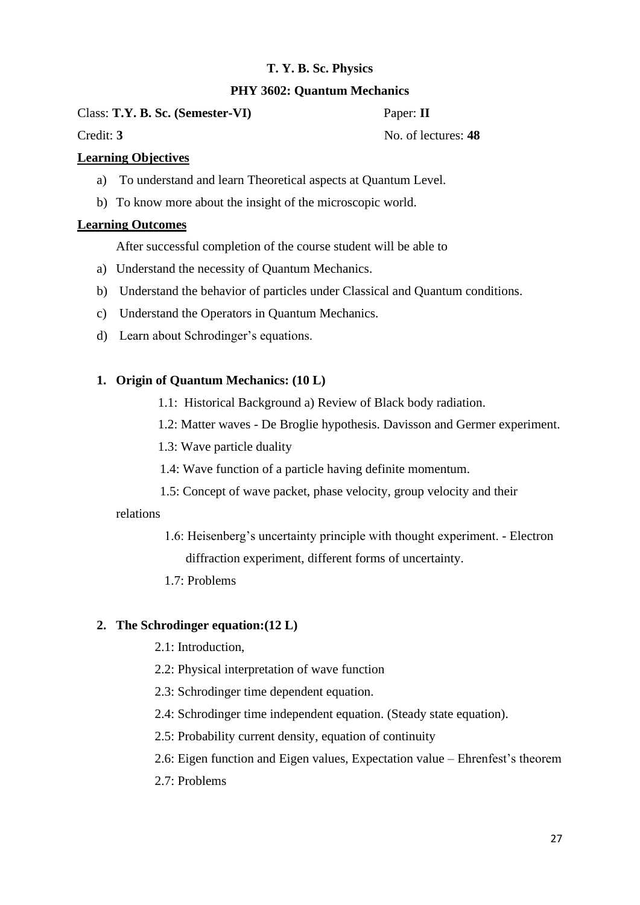**T. Y. B. Sc. Physics**

**PHY 3602: Quantum Mechanics**

Class: **T.Y. B. Sc. (Semester-VI)** Paper: **II**

Credit: **3** No. of lectures: **48**

**Learning Objectives**

a) To understand and learn Theoretical aspects at Quantum Level.

b) To know more about the insight of the microscopic world.

**Learning Outcomes**

After successful completion of the course student will be able to

a) Understand the necessity of Quantum Mechanics.

b) Understand the behavior of particles under Classical and Quantum conditions.

c) Understand the Operators in Quantum Mechanics.

d) Learn about Schrodinger's equations.

1. **Origin of Quantum Mechanics: (10 L)**

   1.1: Historical Background a) Review of Black body radiation.

   1.2: Matter waves - De Broglie hypothesis. Davisson and Germer experiment.

   1.3: Wave particle duality

   1.4: Wave function of a particle having definite momentum.

   1.5: Concept of wave packet, phase velocity, group velocity and their relations

   1.6: Heisenberg's uncertainty principle with thought experiment. - Electron diffraction experiment, different forms of uncertainty.

   1.7: Problems

2. **The Schrodinger equation:(12 L)**

   2.1: Introduction,

   2.2: Physical interpretation of wave function

   2.3: Schrodinger time dependent equation.

   2.4: Schrodinger time independent equation. (Steady state equation).

   2.5: Probability current density, equation of continuity

   2.6: Eigen function and Eigen values, Expectation value – Ehrenfest's theorem

   2.7: Problems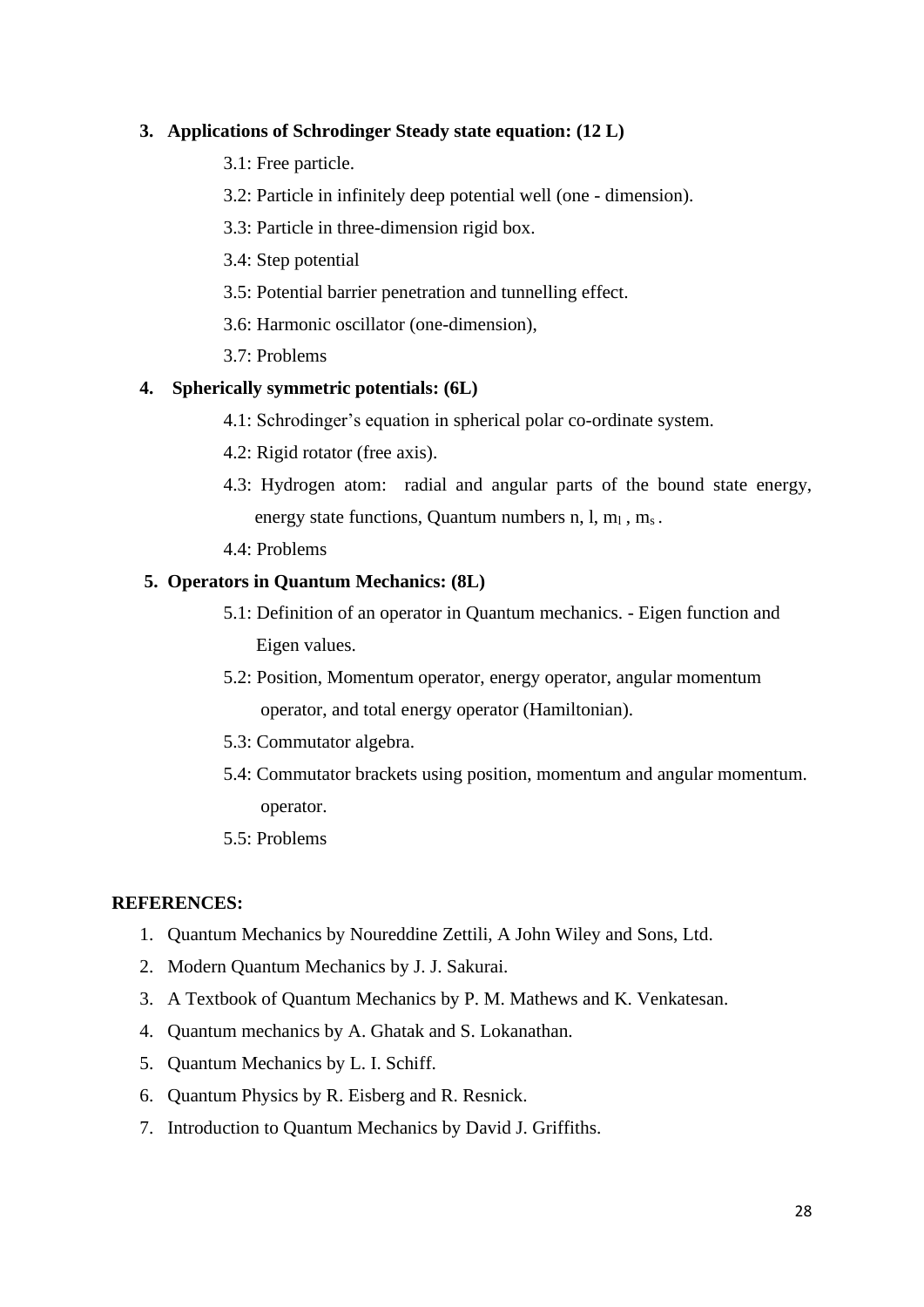**3. Applications of Schrodinger Steady state equation: (12 L)**

3.1: Free particle.

3.2: Particle in infinitely deep potential well (one - dimension).

3.3: Particle in three-dimension rigid box.

3.4: Step potential

3.5: Potential barrier penetration and tunnelling effect.

3.6: Harmonic oscillator (one-dimension),

3.7: Problems

**4. Spherically symmetric potentials: (6L)**

4.1: Schrodinger's equation in spherical polar co-ordinate system.

4.2: Rigid rotator (free axis).

4.3: Hydrogen atom: radial and angular parts of the bound state energy, energy state functions, Quantum numbers n, l, $m_l$ , $m_s$ .

4.4: Problems

**5. Operators in Quantum Mechanics: (8L)**

5.1: Definition of an operator in Quantum mechanics. - Eigen function and Eigen values.

5.2: Position, Momentum operator, energy operator, angular momentum operator, and total energy operator (Hamiltonian).

5.3: Commutator algebra.

5.4: Commutator brackets using position, momentum and angular momentum. operator.

5.5: Problems

**REFERENCES:**

1. Quantum Mechanics by Noureddine Zettili, A John Wiley and Sons, Ltd.
2. Modern Quantum Mechanics by J. J. Sakurai.
3. A Textbook of Quantum Mechanics by P. M. Mathews and K. Venkatesan.
4. Quantum mechanics by A. Ghatak and S. Lokanathan.
5. Quantum Mechanics by L. I. Schiff.
6. Quantum Physics by R. Eisberg and R. Resnick.
7. Introduction to Quantum Mechanics by David J. Griffiths.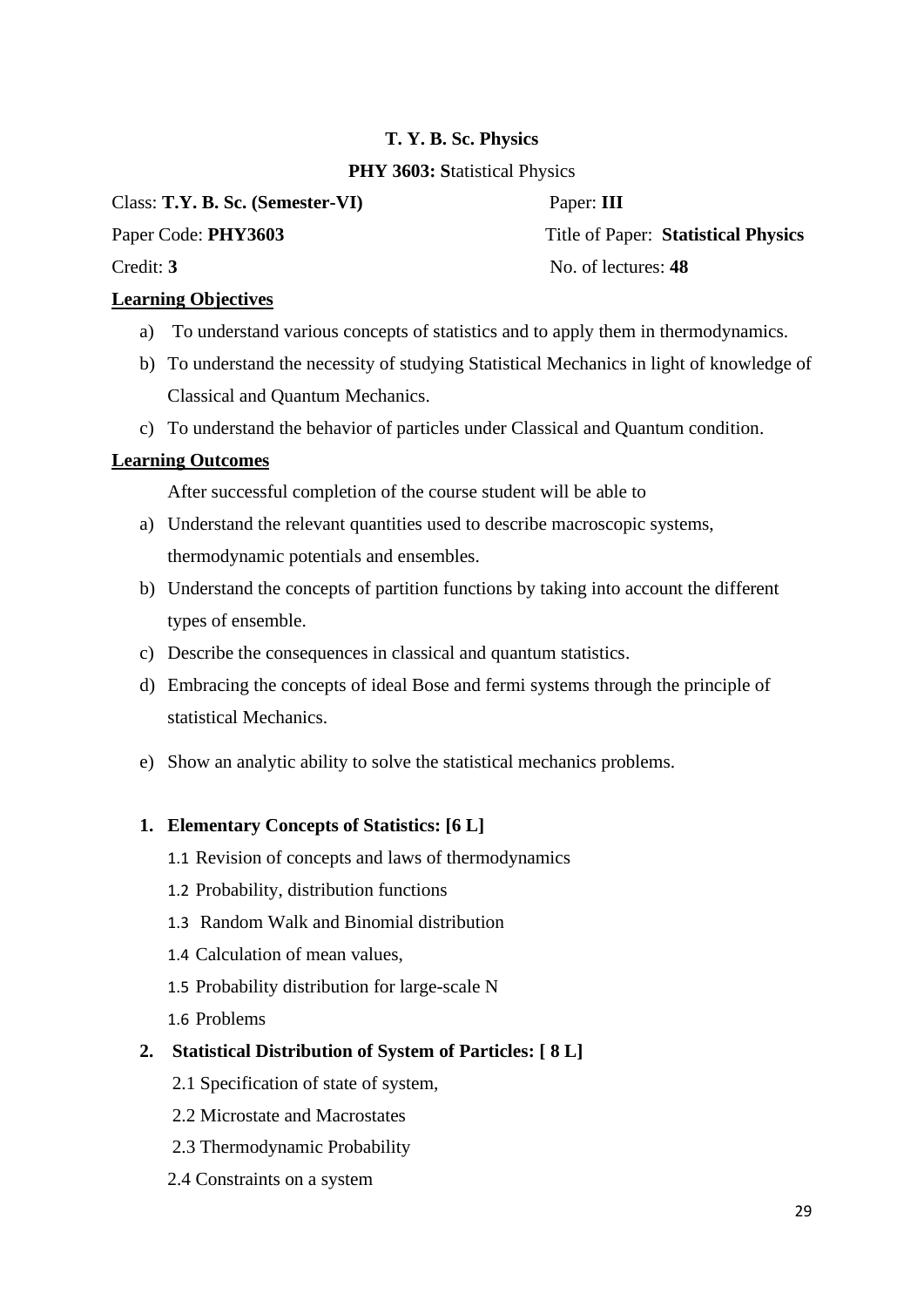**T. Y. B. Sc. Physics**

**PHY 3603: S**tatistical Physics

Class: **T.Y. B. Sc. (Semester-VI)** Paper: **III**

Paper Code: **PHY3603** Title of Paper: **Statistical Physics**

Credit: **3** No. of lectures: **48**

**Learning Objectives**

a) To understand various concepts of statistics and to apply them in thermodynamics.
b) To understand the necessity of studying Statistical Mechanics in light of knowledge of Classical and Quantum Mechanics.
c) To understand the behavior of particles under Classical and Quantum condition.

**Learning Outcomes**

After successful completion of the course student will be able to

a) Understand the relevant quantities used to describe macroscopic systems, thermodynamic potentials and ensembles.
b) Understand the concepts of partition functions by taking into account the different types of ensemble.
c) Describe the consequences in classical and quantum statistics.
d) Embracing the concepts of ideal Bose and fermi systems through the principle of statistical Mechanics.
e) Show an analytic ability to solve the statistical mechanics problems.

**1. Elementary Concepts of Statistics: [6 L]**

1.1 Revision of concepts and laws of thermodynamics
1.2 Probability, distribution functions
1.3 Random Walk and Binomial distribution
1.4 Calculation of mean values,
1.5 Probability distribution for large-scale N
1.6 Problems

**2. Statistical Distribution of System of Particles: [ 8 L]**

2.1 Specification of state of system,
2.2 Microstate and Macrostates
2.3 Thermodynamic Probability
2.4 Constraints on a system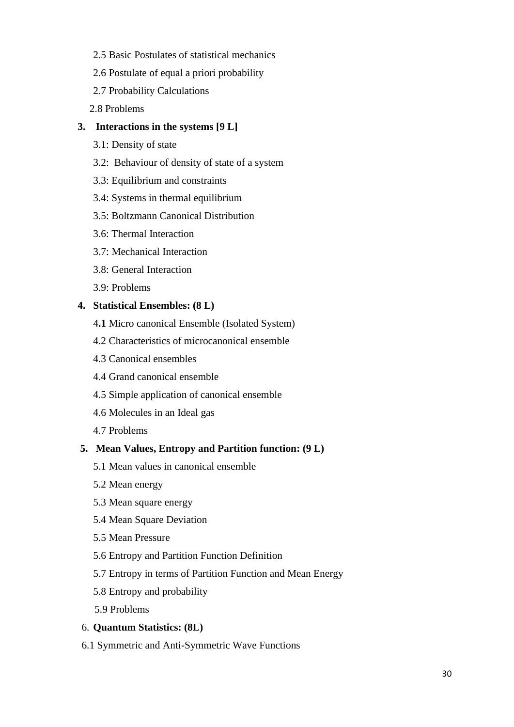2.5 Basic Postulates of statistical mechanics

2.6 Postulate of equal a priori probability

2.7 Probability Calculations

2.8 Problems

**3. Interactions in the systems [9 L]**

3.1: Density of state

3.2: Behaviour of density of state of a system

3.3: Equilibrium and constraints

3.4: Systems in thermal equilibrium

3.5: Boltzmann Canonical Distribution

3.6: Thermal Interaction

3.7: Mechanical Interaction

3.8: General Interaction

3.9: Problems

**4. Statistical Ensembles: (8 L)**

4**.1** Micro canonical Ensemble (Isolated System)

4.2 Characteristics of microcanonical ensemble

4.3 Canonical ensembles

4.4 Grand canonical ensemble

4.5 Simple application of canonical ensemble

4.6 Molecules in an Ideal gas

4.7 Problems

**5. Mean Values, Entropy and Partition function: (9 L)**

5.1 Mean values in canonical ensemble

5.2 Mean energy

5.3 Mean square energy

5.4 Mean Square Deviation

5.5 Mean Pressure

5.6 Entropy and Partition Function Definition

5.7 Entropy in terms of Partition Function and Mean Energy

5.8 Entropy and probability

5.9 Problems

6. **Quantum Statistics: (8L)**

6.1 Symmetric and Anti-Symmetric Wave Functions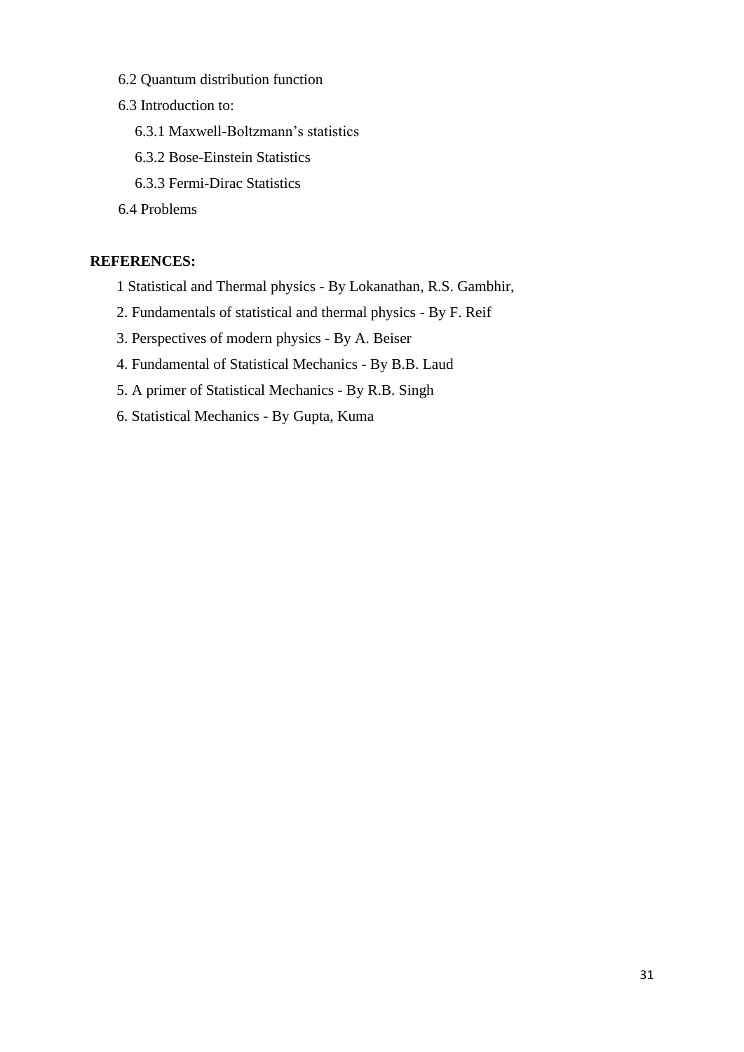6.2 Quantum distribution function

6.3 Introduction to:

6.3.1 Maxwell-Boltzmann's statistics

6.3.2 Bose-Einstein Statistics

6.3.3 Fermi-Dirac Statistics

6.4 Problems

**REFERENCES:**

1 Statistical and Thermal physics - By Lokanathan, R.S. Gambhir,

2. Fundamentals of statistical and thermal physics - By F. Reif

3. Perspectives of modern physics - By A. Beiser

4. Fundamental of Statistical Mechanics - By B.B. Laud

5. A primer of Statistical Mechanics - By R.B. Singh

6. Statistical Mechanics - By Gupta, Kuma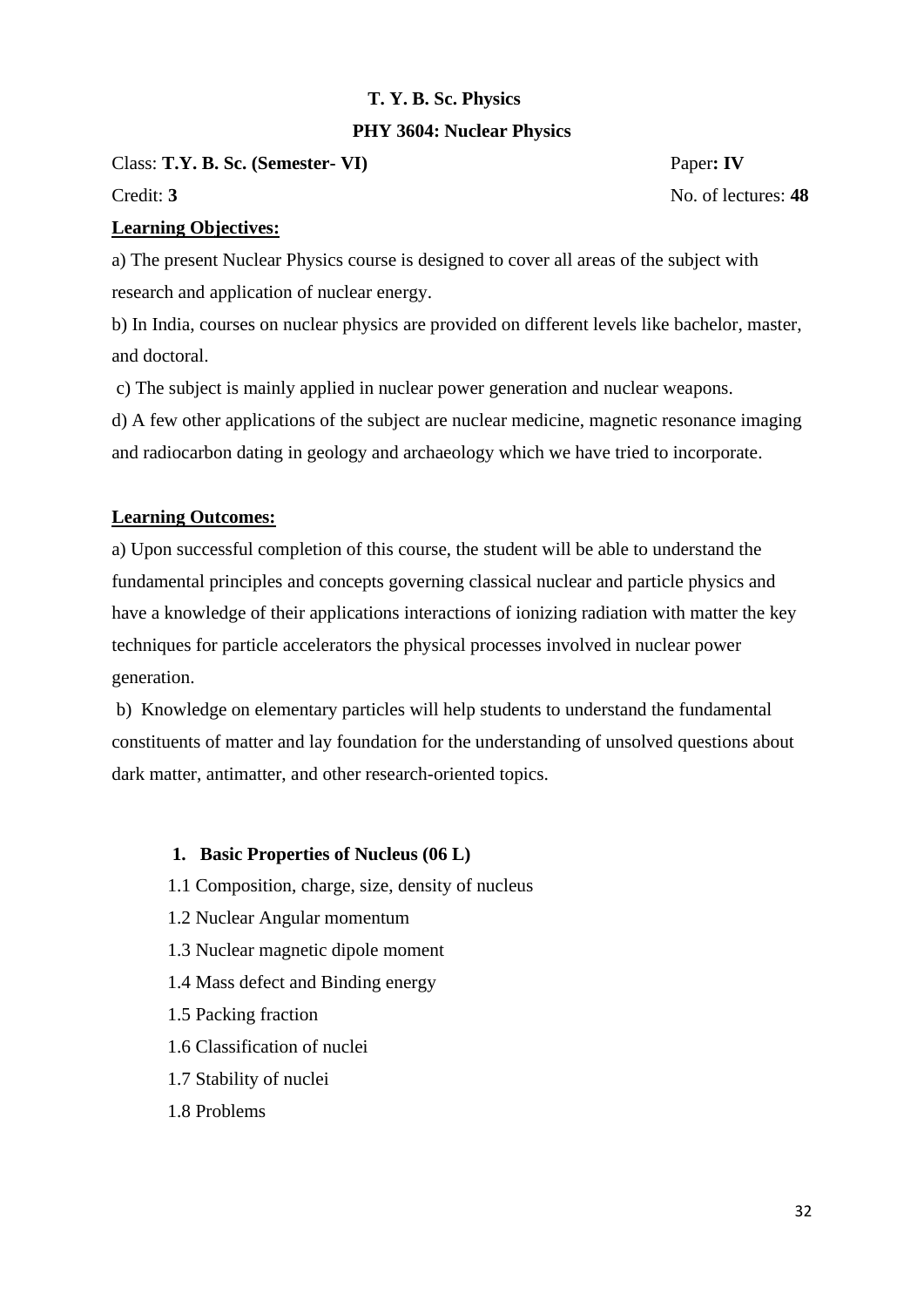**T. Y. B. Sc. Physics**

**PHY 3604: Nuclear Physics**

Class: **T.Y. B. Sc. (Semester- VI)** Paper**: IV**

Credit: **3** No. of lectures: **48**

**Learning Objectives:**

a) The present Nuclear Physics course is designed to cover all areas of the subject with research and application of nuclear energy.

b) In India, courses on nuclear physics are provided on different levels like bachelor, master, and doctoral.

c) The subject is mainly applied in nuclear power generation and nuclear weapons.

d) A few other applications of the subject are nuclear medicine, magnetic resonance imaging and radiocarbon dating in geology and archaeology which we have tried to incorporate.

**Learning Outcomes:**

a) Upon successful completion of this course, the student will be able to understand the fundamental principles and concepts governing classical nuclear and particle physics and have a knowledge of their applications interactions of ionizing radiation with matter the key techniques for particle accelerators the physical processes involved in nuclear power generation.

b) Knowledge on elementary particles will help students to understand the fundamental constituents of matter and lay foundation for the understanding of unsolved questions about dark matter, antimatter, and other research-oriented topics.

**1. Basic Properties of Nucleus (06 L)**

1.1 Composition, charge, size, density of nucleus

1.2 Nuclear Angular momentum

1.3 Nuclear magnetic dipole moment

1.4 Mass defect and Binding energy

1.5 Packing fraction

1.6 Classification of nuclei

1.7 Stability of nuclei

1.8 Problems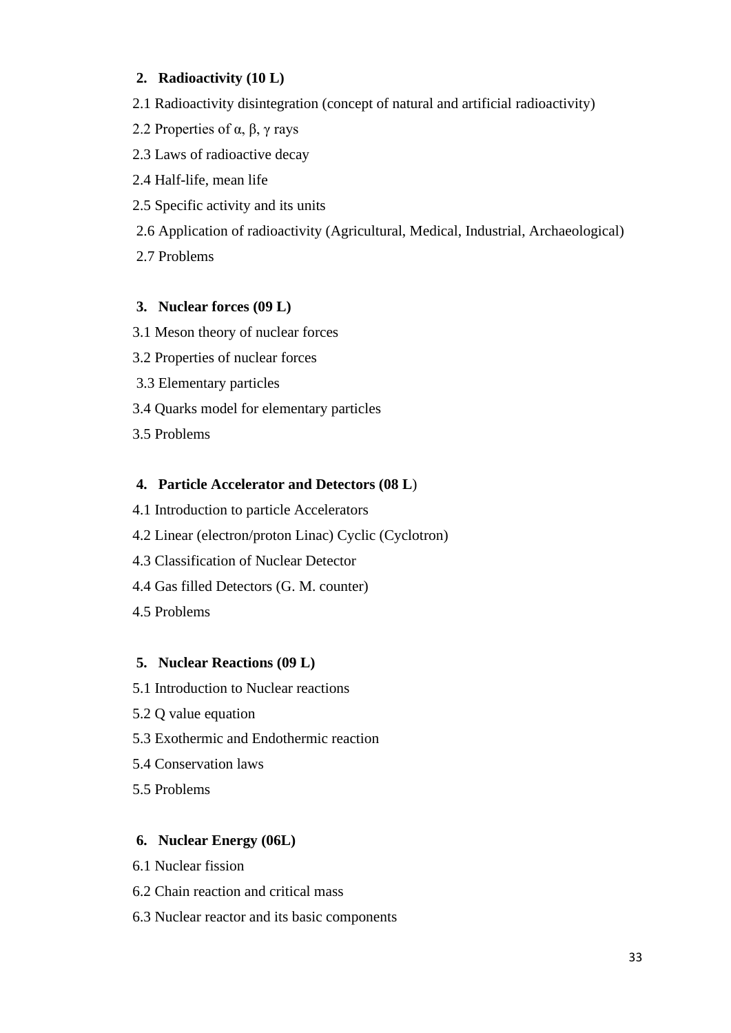**2. Radioactivity (10 L)**

2.1 Radioactivity disintegration (concept of natural and artificial radioactivity)

2.2 Properties of α, β, γ rays

2.3 Laws of radioactive decay

2.4 Half-life, mean life

2.5 Specific activity and its units

2.6 Application of radioactivity (Agricultural, Medical, Industrial, Archaeological)

2.7 Problems

**3. Nuclear forces (09 L)**

3.1 Meson theory of nuclear forces

3.2 Properties of nuclear forces

3.3 Elementary particles

3.4 Quarks model for elementary particles

3.5 Problems

**4. Particle Accelerator and Detectors (08 L)**

4.1 Introduction to particle Accelerators

4.2 Linear (electron/proton Linac) Cyclic (Cyclotron)

4.3 Classification of Nuclear Detector

4.4 Gas filled Detectors (G. M. counter)

4.5 Problems

**5. Nuclear Reactions (09 L)**

5.1 Introduction to Nuclear reactions

5.2 Q value equation

5.3 Exothermic and Endothermic reaction

5.4 Conservation laws

5.5 Problems

**6. Nuclear Energy (06L)**

6.1 Nuclear fission

6.2 Chain reaction and critical mass

6.3 Nuclear reactor and its basic components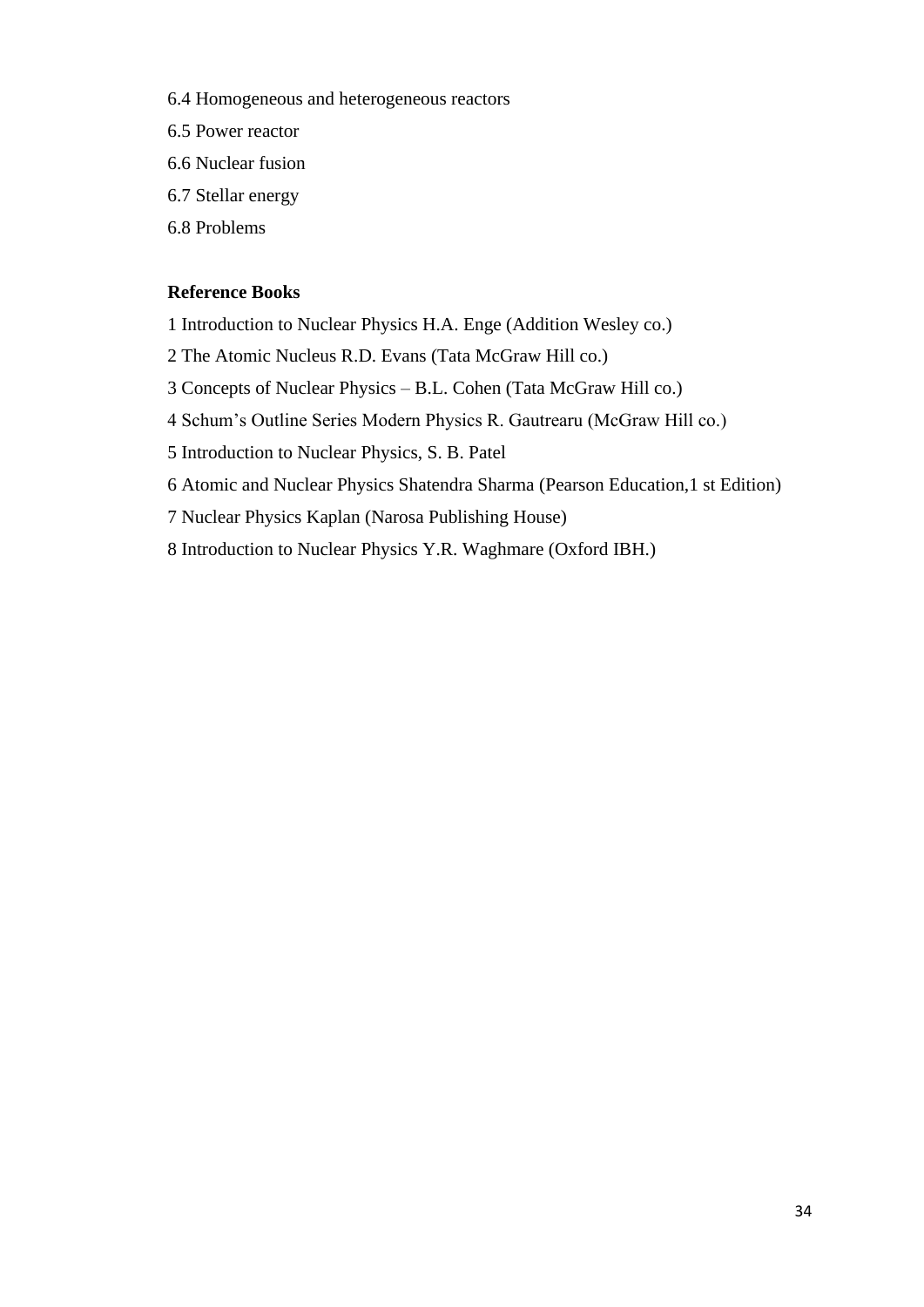6.4 Homogeneous and heterogeneous reactors

6.5 Power reactor

6.6 Nuclear fusion

6.7 Stellar energy

6.8 Problems

**Reference Books**

1 Introduction to Nuclear Physics H.A. Enge (Addition Wesley co.)

2 The Atomic Nucleus R.D. Evans (Tata McGraw Hill co.)

3 Concepts of Nuclear Physics – B.L. Cohen (Tata McGraw Hill co.)

4 Schum's Outline Series Modern Physics R. Gautrearu (McGraw Hill co.)

5 Introduction to Nuclear Physics, S. B. Patel

6 Atomic and Nuclear Physics Shatendra Sharma (Pearson Education,1 st Edition)

7 Nuclear Physics Kaplan (Narosa Publishing House)

8 Introduction to Nuclear Physics Y.R. Waghmare (Oxford IBH.)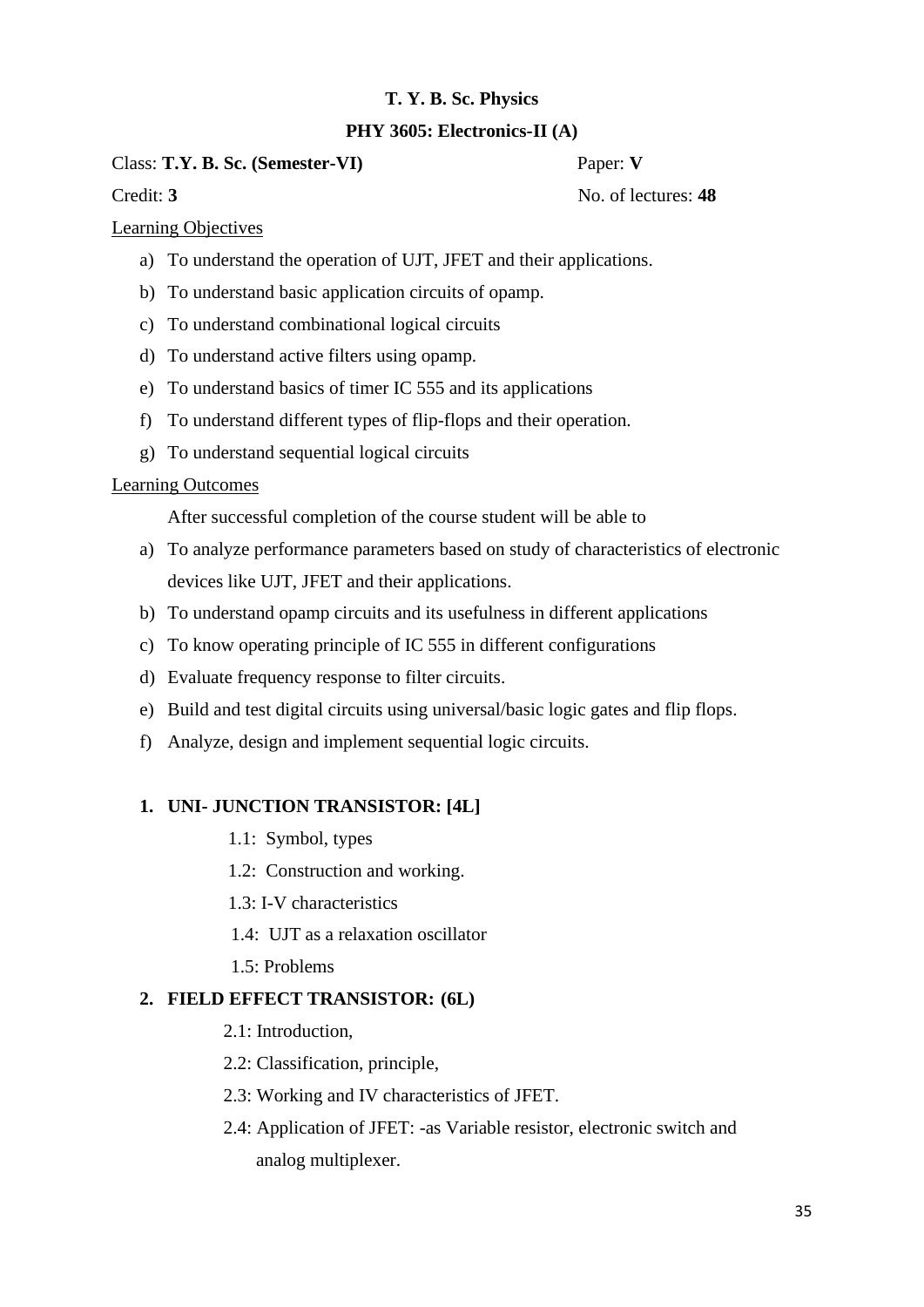# T. Y. B. Sc. Physics

## PHY 3605: Electronics-II (A)

Class: **T.Y. B. Sc. (Semester-VI)** Paper: **V**

Credit: **3** No. of lectures: **48**

Learning Objectives

a) To understand the operation of UJT, JFET and their applications.
b) To understand basic application circuits of opamp.
c) To understand combinational logical circuits
d) To understand active filters using opamp.
e) To understand basics of timer IC 555 and its applications
f) To understand different types of flip-flops and their operation.
g) To understand sequential logical circuits

Learning Outcomes

After successful completion of the course student will be able to

a) To analyze performance parameters based on study of characteristics of electronic devices like UJT, JFET and their applications.
b) To understand opamp circuits and its usefulness in different applications
c) To know operating principle of IC 555 in different configurations
d) Evaluate frequency response to filter circuits.
e) Build and test digital circuits using universal/basic logic gates and flip flops.
f) Analyze, design and implement sequential logic circuits.

**1. UNI- JUNCTION TRANSISTOR: [4L]**

1.1: Symbol, types

1.2: Construction and working.

1.3: I-V characteristics

1.4: UJT as a relaxation oscillator

1.5: Problems

**2. FIELD EFFECT TRANSISTOR: (6L)**

2.1: Introduction,

2.2: Classification, principle,

2.3: Working and IV characteristics of JFET.

2.4: Application of JFET: -as Variable resistor, electronic switch and analog multiplexer.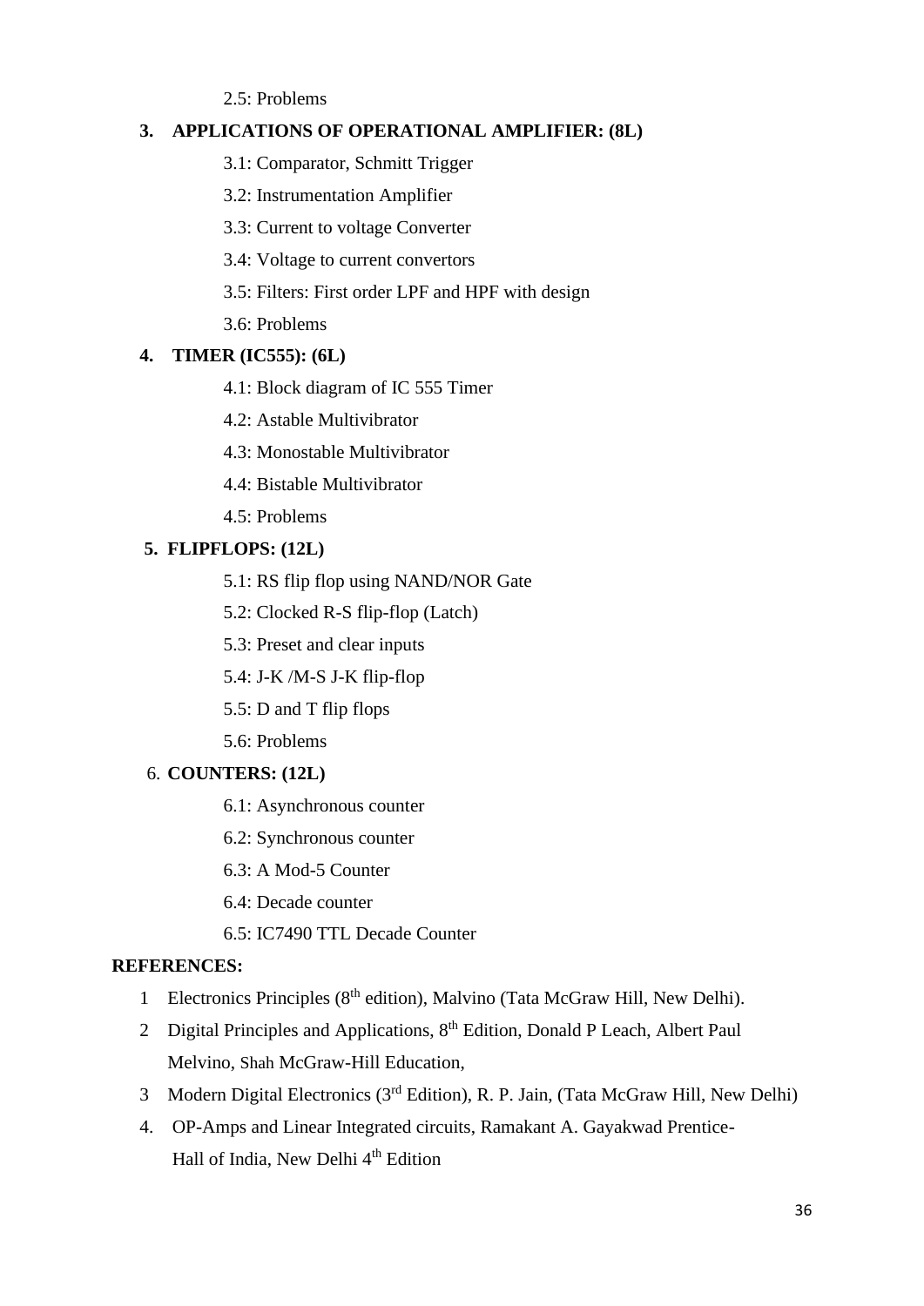2.5: Problems

**3. APPLICATIONS OF OPERATIONAL AMPLIFIER: (8L)**

3.1: Comparator, Schmitt Trigger

3.2: Instrumentation Amplifier

3.3: Current to voltage Converter

3.4: Voltage to current convertors

3.5: Filters: First order LPF and HPF with design

3.6: Problems

**4. TIMER (IC555): (6L)**

4.1: Block diagram of IC 555 Timer

4.2: Astable Multivibrator

4.3: Monostable Multivibrator

4.4: Bistable Multivibrator

4.5: Problems

**5. FLIPFLOPS: (12L)**

5.1: RS flip flop using NAND/NOR Gate

5.2: Clocked R-S flip-flop (Latch)

5.3: Preset and clear inputs

5.4: J-K /M-S J-K flip-flop

5.5: D and T flip flops

5.6: Problems

6. **COUNTERS: (12L)**

6.1: Asynchronous counter

6.2: Synchronous counter

6.3: A Mod-5 Counter

6.4: Decade counter

6.5: IC7490 TTL Decade Counter

**REFERENCES:**

1 Electronics Principles (8th edition), Malvino (Tata McGraw Hill, New Delhi).

2 Digital Principles and Applications, 8th Edition, Donald P Leach, Albert Paul Melvino, Shah McGraw-Hill Education,

3 Modern Digital Electronics (3rd Edition), R. P. Jain, (Tata McGraw Hill, New Delhi)

4. OP-Amps and Linear Integrated circuits, Ramakant A. Gayakwad Prentice-Hall of India, New Delhi 4th Edition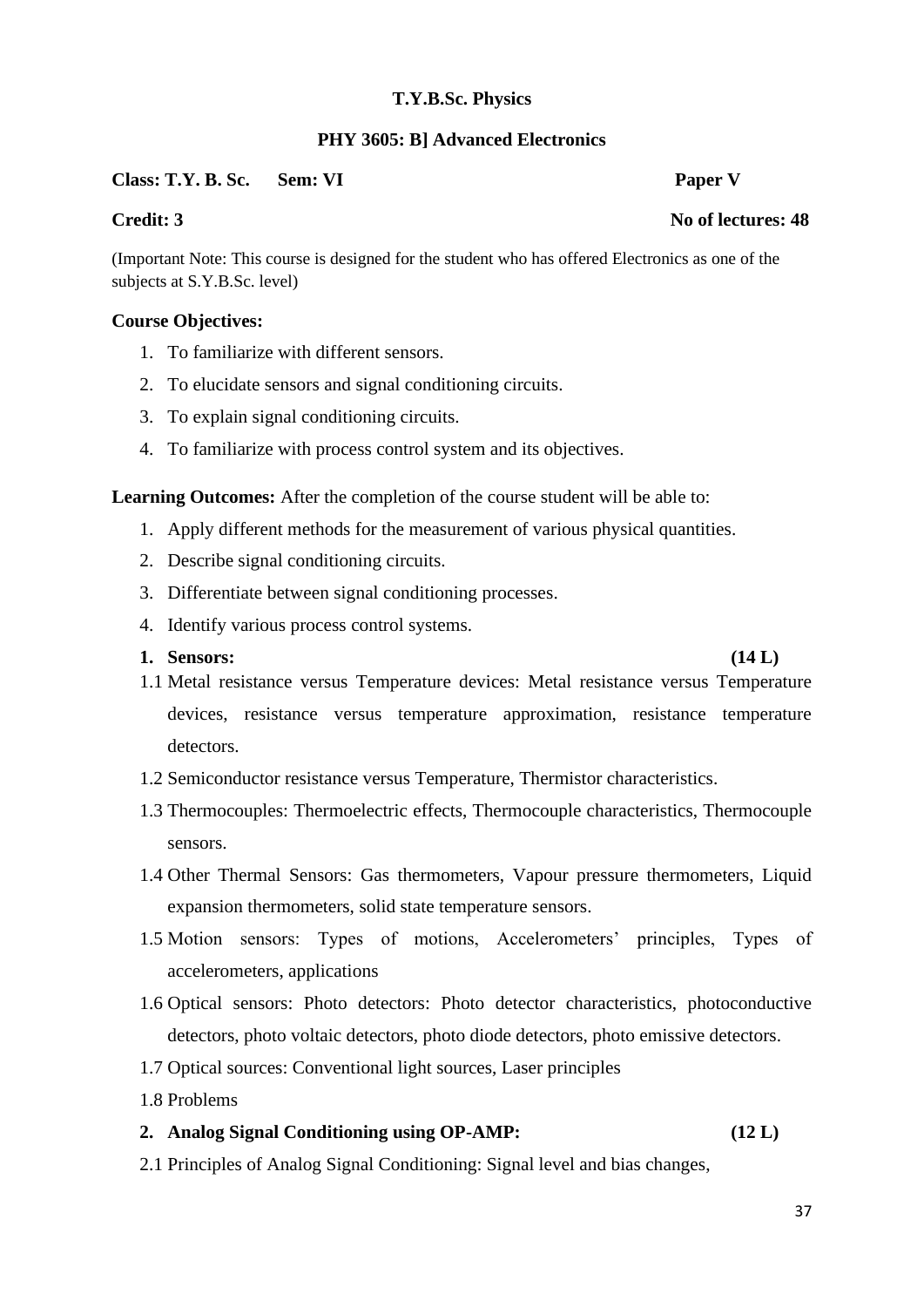**T.Y.B.Sc. Physics**

**PHY 3605: B] Advanced Electronics**

**Class: T.Y. B. Sc.** **Sem: VI** **Paper V**

**Credit: 3** **No of lectures: 48**

(Important Note: This course is designed for the student who has offered Electronics as one of the subjects at S.Y.B.Sc. level)

**Course Objectives:**

1. To familiarize with different sensors.
2. To elucidate sensors and signal conditioning circuits.
3. To explain signal conditioning circuits.
4. To familiarize with process control system and its objectives.

**Learning Outcomes:** After the completion of the course student will be able to:

1. Apply different methods for the measurement of various physical quantities.
2. Describe signal conditioning circuits.
3. Differentiate between signal conditioning processes.
4. Identify various process control systems.

**1. Sensors: (14 L)**

1.1 Metal resistance versus Temperature devices: Metal resistance versus Temperature devices, resistance versus temperature approximation, resistance temperature detectors.

1.2 Semiconductor resistance versus Temperature, Thermistor characteristics.

1.3 Thermocouples: Thermoelectric effects, Thermocouple characteristics, Thermocouple sensors.

1.4 Other Thermal Sensors: Gas thermometers, Vapour pressure thermometers, Liquid expansion thermometers, solid state temperature sensors.

1.5 Motion sensors: Types of motions, Accelerometers' principles, Types of accelerometers, applications

1.6 Optical sensors: Photo detectors: Photo detector characteristics, photoconductive detectors, photo voltaic detectors, photo diode detectors, photo emissive detectors.

1.7 Optical sources: Conventional light sources, Laser principles

1.8 Problems

**2. Analog Signal Conditioning using OP-AMP: (12 L)**

2.1 Principles of Analog Signal Conditioning: Signal level and bias changes,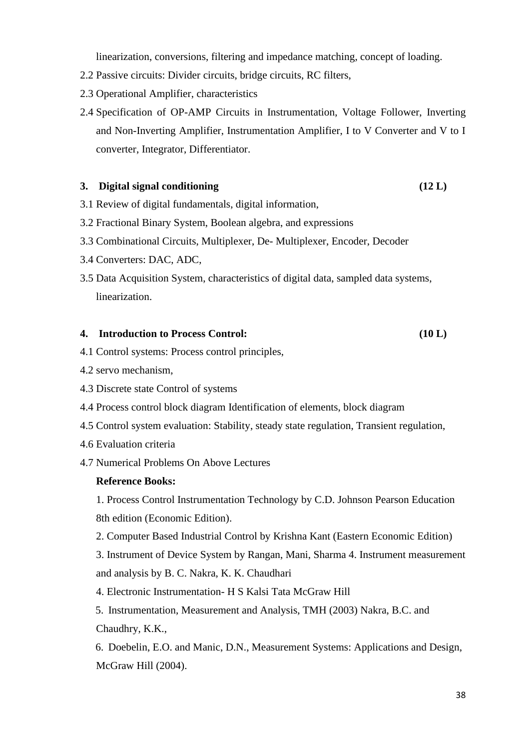linearization, conversions, filtering and impedance matching, concept of loading.

2.2 Passive circuits: Divider circuits, bridge circuits, RC filters,

2.3 Operational Amplifier, characteristics

2.4 Specification of OP-AMP Circuits in Instrumentation, Voltage Follower, Inverting and Non-Inverting Amplifier, Instrumentation Amplifier, I to V Converter and V to I converter, Integrator, Differentiator.

**3. Digital signal conditioning (12 L)**

3.1 Review of digital fundamentals, digital information,

3.2 Fractional Binary System, Boolean algebra, and expressions

3.3 Combinational Circuits, Multiplexer, De- Multiplexer, Encoder, Decoder

3.4 Converters: DAC, ADC,

3.5 Data Acquisition System, characteristics of digital data, sampled data systems, linearization.

**4. Introduction to Process Control: (10 L)**

4.1 Control systems: Process control principles,

4.2 servo mechanism,

4.3 Discrete state Control of systems

4.4 Process control block diagram Identification of elements, block diagram

4.5 Control system evaluation: Stability, steady state regulation, Transient regulation,

4.6 Evaluation criteria

4.7 Numerical Problems On Above Lectures

**Reference Books:**

1. Process Control Instrumentation Technology by C.D. Johnson Pearson Education 8th edition (Economic Edition).

2. Computer Based Industrial Control by Krishna Kant (Eastern Economic Edition)

3. Instrument of Device System by Rangan, Mani, Sharma 4. Instrument measurement and analysis by B. C. Nakra, K. K. Chaudhari

4. Electronic Instrumentation- H S Kalsi Tata McGraw Hill

5. Instrumentation, Measurement and Analysis, TMH (2003) Nakra, B.C. and Chaudhry, K.K.,

6. Doebelin, E.O. and Manic, D.N., Measurement Systems: Applications and Design, McGraw Hill (2004).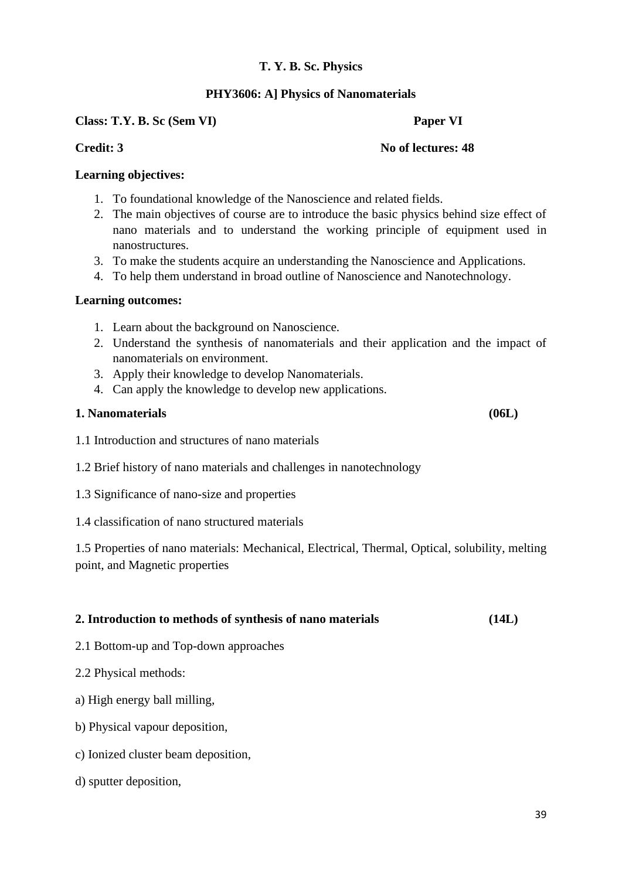**T. Y. B. Sc. Physics**

**PHY3606: A] Physics of Nanomaterials**

**Class: T.Y. B. Sc (Sem VI)** **Paper VI**

**Credit: 3** **No of lectures: 48**

**Learning objectives:**

1. To foundational knowledge of the Nanoscience and related fields.
2. The main objectives of course are to introduce the basic physics behind size effect of nano materials and to understand the working principle of equipment used in nanostructures.
3. To make the students acquire an understanding the Nanoscience and Applications.
4. To help them understand in broad outline of Nanoscience and Nanotechnology.

**Learning outcomes:**

1. Learn about the background on Nanoscience.
2. Understand the synthesis of nanomaterials and their application and the impact of nanomaterials on environment.
3. Apply their knowledge to develop Nanomaterials.
4. Can apply the knowledge to develop new applications.

**1. Nanomaterials (06L)**

1.1 Introduction and structures of nano materials

1.2 Brief history of nano materials and challenges in nanotechnology

1.3 Significance of nano-size and properties

1.4 classification of nano structured materials

1.5 Properties of nano materials: Mechanical, Electrical, Thermal, Optical, solubility, melting point, and Magnetic properties

**2. Introduction to methods of synthesis of nano materials (14L)**

2.1 Bottom-up and Top-down approaches

2.2 Physical methods:

a) High energy ball milling,

b) Physical vapour deposition,

c) Ionized cluster beam deposition,

d) sputter deposition,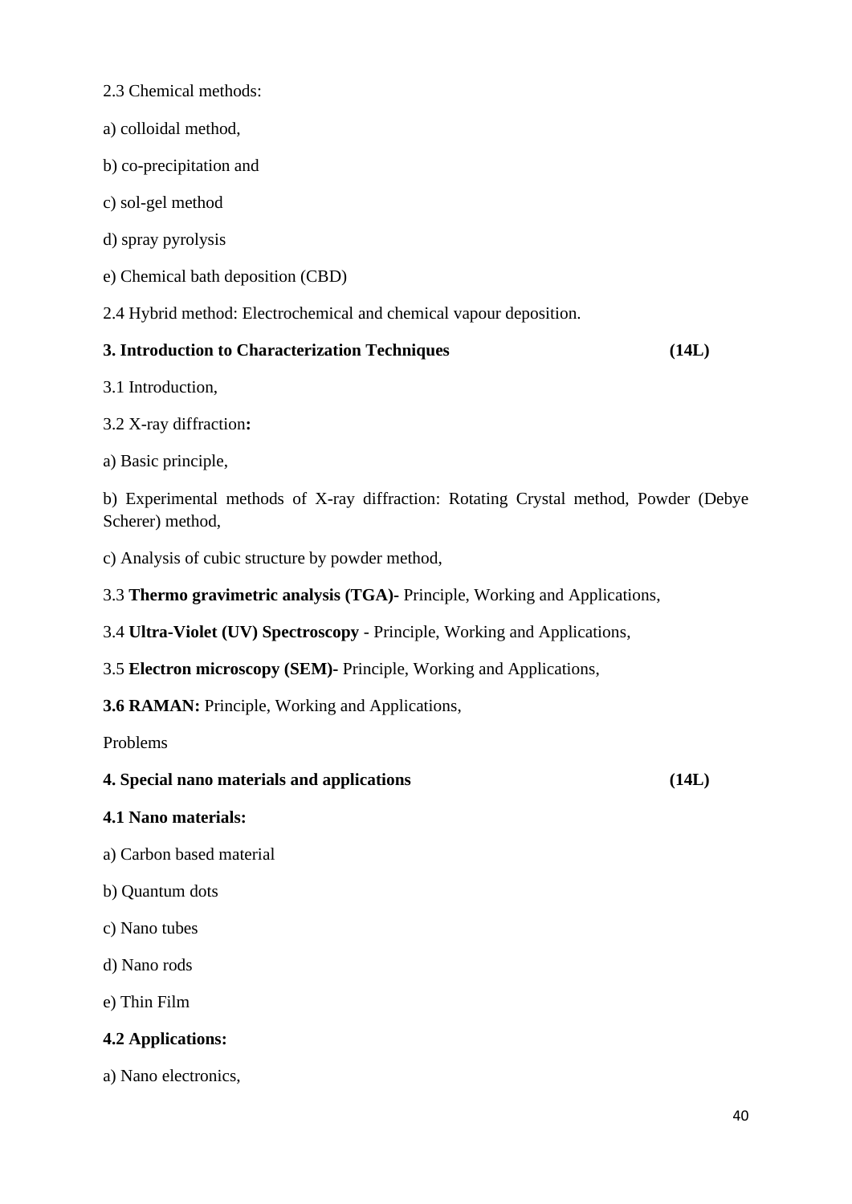2.3 Chemical methods:

a) colloidal method,

b) co-precipitation and

c) sol-gel method

d) spray pyrolysis

e) Chemical bath deposition (CBD)

2.4 Hybrid method: Electrochemical and chemical vapour deposition.

**3. Introduction to Characterization Techniques (14L)**

3.1 Introduction,

3.2 X-ray diffraction**:**

a) Basic principle,

b) Experimental methods of X-ray diffraction: Rotating Crystal method, Powder (Debye Scherer) method,

c) Analysis of cubic structure by powder method,

3.3 **Thermo gravimetric analysis (TGA)-** Principle, Working and Applications,

3.4 **Ultra-Violet (UV) Spectroscopy** - Principle, Working and Applications,

3.5 **Electron microscopy (SEM)-** Principle, Working and Applications,

**3.6 RAMAN:** Principle, Working and Applications,

Problems

**4. Special nano materials and applications (14L)**

**4.1 Nano materials:**

a) Carbon based material

b) Quantum dots

c) Nano tubes

d) Nano rods

e) Thin Film

**4.2 Applications:**

a) Nano electronics,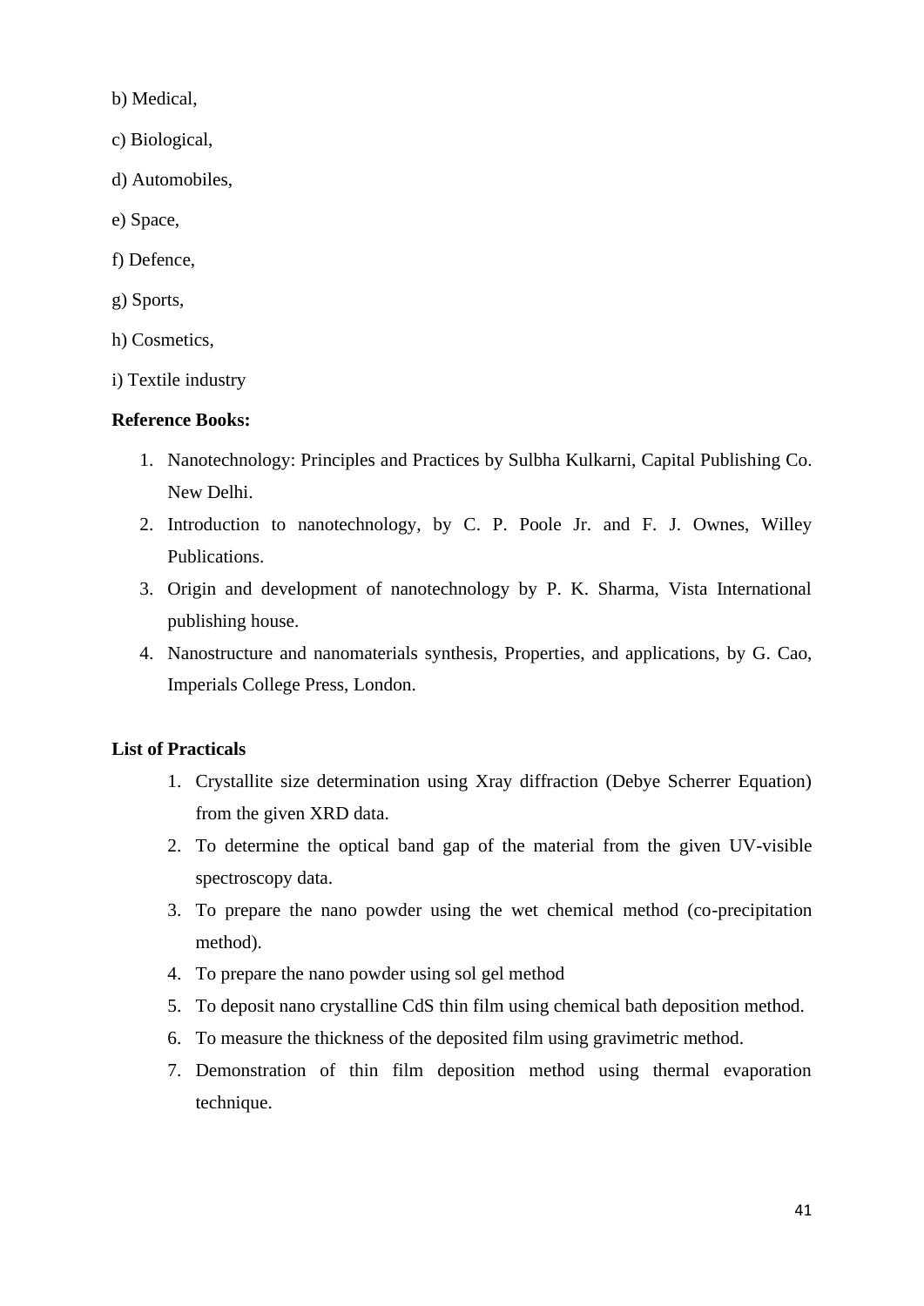b) Medical,

c) Biological,

d) Automobiles,

e) Space,

f) Defence,

g) Sports,

h) Cosmetics,

i) Textile industry

**Reference Books:**

1. Nanotechnology: Principles and Practices by Sulbha Kulkarni, Capital Publishing Co. New Delhi.
2. Introduction to nanotechnology, by C. P. Poole Jr. and F. J. Ownes, Willey Publications.
3. Origin and development of nanotechnology by P. K. Sharma, Vista International publishing house.
4. Nanostructure and nanomaterials synthesis, Properties, and applications, by G. Cao, Imperials College Press, London.

**List of Practicals**

1. Crystallite size determination using Xray diffraction (Debye Scherrer Equation) from the given XRD data.
2. To determine the optical band gap of the material from the given UV-visible spectroscopy data.
3. To prepare the nano powder using the wet chemical method (co-precipitation method).
4. To prepare the nano powder using sol gel method
5. To deposit nano crystalline CdS thin film using chemical bath deposition method.
6. To measure the thickness of the deposited film using gravimetric method.
7. Demonstration of thin film deposition method using thermal evaporation technique.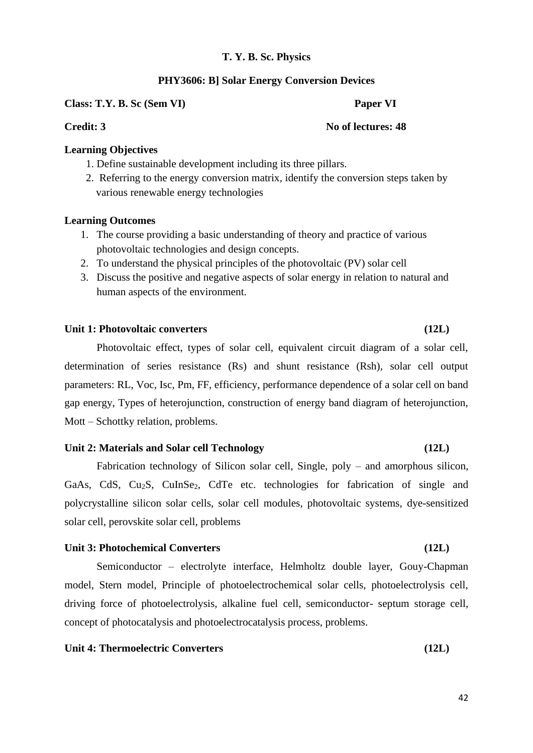**T. Y. B. Sc. Physics**

**PHY3606: B] Solar Energy Conversion Devices**

**Class: T.Y. B. Sc (Sem VI)** **Paper VI**

**Credit: 3** **No of lectures: 48**

**Learning Objectives**

1. Define sustainable development including its three pillars.
2. Referring to the energy conversion matrix, identify the conversion steps taken by various renewable energy technologies

**Learning Outcomes**

1. The course providing a basic understanding of theory and practice of various photovoltaic technologies and design concepts.
2. To understand the physical principles of the photovoltaic (PV) solar cell
3. Discuss the positive and negative aspects of solar energy in relation to natural and human aspects of the environment.

**Unit 1: Photovoltaic converters (12L)**

Photovoltaic effect, types of solar cell, equivalent circuit diagram of a solar cell, determination of series resistance (Rs) and shunt resistance (Rsh), solar cell output parameters: RL, Voc, Isc, Pm, FF, efficiency, performance dependence of a solar cell on band gap energy, Types of heterojunction, construction of energy band diagram of heterojunction, Mott – Schottky relation, problems.

**Unit 2: Materials and Solar cell Technology (12L)**

Fabrication technology of Silicon solar cell, Single, poly – and amorphous silicon, GaAs, CdS, $Cu_2S$, $CuInSe_2$, CdTe etc. technologies for fabrication of single and polycrystalline silicon solar cells, solar cell modules, photovoltaic systems, dye-sensitized solar cell, perovskite solar cell, problems

**Unit 3: Photochemical Converters (12L)**

Semiconductor – electrolyte interface, Helmholtz double layer, Gouy-Chapman model, Stern model, Principle of photoelectrochemical solar cells, photoelectrolysis cell, driving force of photoelectrolysis, alkaline fuel cell, semiconductor- septum storage cell, concept of photocatalysis and photoelectrocatalysis process, problems.

**Unit 4: Thermoelectric Converters (12L)**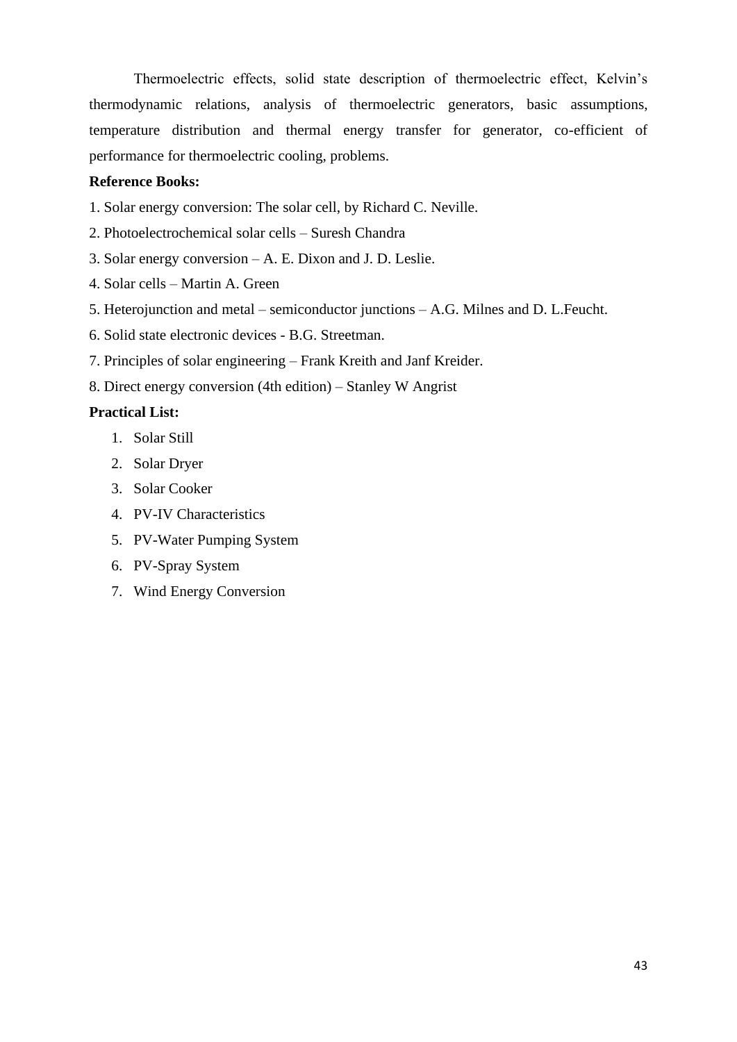Thermoelectric effects, solid state description of thermoelectric effect, Kelvin's thermodynamic relations, analysis of thermoelectric generators, basic assumptions, temperature distribution and thermal energy transfer for generator, co-efficient of performance for thermoelectric cooling, problems.

**Reference Books:**

1. Solar energy conversion: The solar cell, by Richard C. Neville.
2. Photoelectrochemical solar cells – Suresh Chandra
3. Solar energy conversion – A. E. Dixon and J. D. Leslie.
4. Solar cells – Martin A. Green
5. Heterojunction and metal – semiconductor junctions – A.G. Milnes and D. L.Feucht.
6. Solid state electronic devices - B.G. Streetman.
7. Principles of solar engineering – Frank Kreith and Janf Kreider.
8. Direct energy conversion (4th edition) – Stanley W Angrist

**Practical List:**

1. Solar Still
2. Solar Dryer
3. Solar Cooker
4. PV-IV Characteristics
5. PV-Water Pumping System
6. PV-Spray System
7. Wind Energy Conversion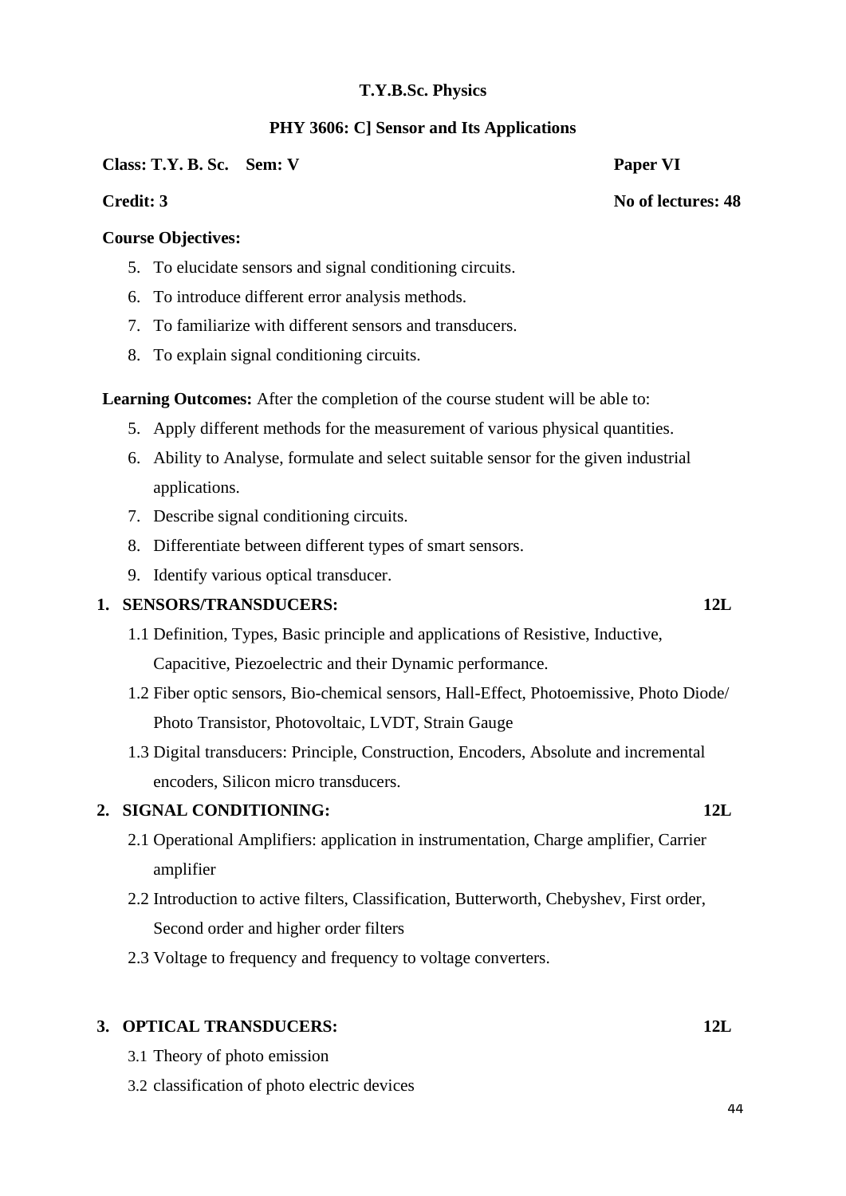**T.Y.B.Sc. Physics**

**PHY 3606: C] Sensor and Its Applications**

**Class: T.Y. B. Sc. Sem: V** **Paper VI**

**Credit: 3** **No of lectures: 48**

**Course Objectives:**

5. To elucidate sensors and signal conditioning circuits.
6. To introduce different error analysis methods.
7. To familiarize with different sensors and transducers.
8. To explain signal conditioning circuits.

**Learning Outcomes:** After the completion of the course student will be able to:

5. Apply different methods for the measurement of various physical quantities.
6. Ability to Analyse, formulate and select suitable sensor for the given industrial applications.
7. Describe signal conditioning circuits.
8. Differentiate between different types of smart sensors.
9. Identify various optical transducer.

**1. SENSORS/TRANSDUCERS: 12L**

1.1 Definition, Types, Basic principle and applications of Resistive, Inductive, Capacitive, Piezoelectric and their Dynamic performance.

1.2 Fiber optic sensors, Bio-chemical sensors, Hall-Effect, Photoemissive, Photo Diode/ Photo Transistor, Photovoltaic, LVDT, Strain Gauge

1.3 Digital transducers: Principle, Construction, Encoders, Absolute and incremental encoders, Silicon micro transducers.

**2. SIGNAL CONDITIONING: 12L**

2.1 Operational Amplifiers: application in instrumentation, Charge amplifier, Carrier amplifier

2.2 Introduction to active filters, Classification, Butterworth, Chebyshev, First order, Second order and higher order filters

2.3 Voltage to frequency and frequency to voltage converters.

**3. OPTICAL TRANSDUCERS: 12L**

3.1 Theory of photo emission

3.2 classification of photo electric devices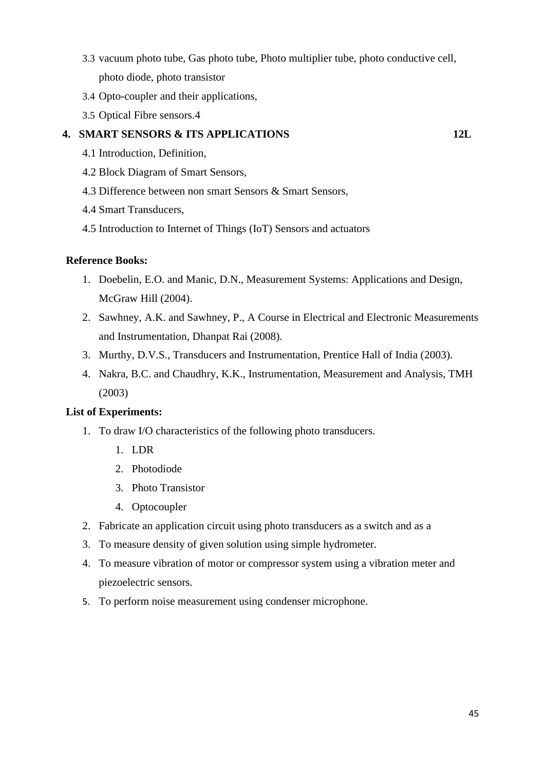3.3 vacuum photo tube, Gas photo tube, Photo multiplier tube, photo conductive cell, photo diode, photo transistor

3.4 Opto-coupler and their applications,

3.5 Optical Fibre sensors.4

**4. SMART SENSORS & ITS APPLICATIONS 12L**

4.1 Introduction, Definition,

4.2 Block Diagram of Smart Sensors,

4.3 Difference between non smart Sensors & Smart Sensors,

4.4 Smart Transducers,

4.5 Introduction to Internet of Things (IoT) Sensors and actuators

**Reference Books:**

1. Doebelin, E.O. and Manic, D.N., Measurement Systems: Applications and Design, McGraw Hill (2004).
2. Sawhney, A.K. and Sawhney, P., A Course in Electrical and Electronic Measurements and Instrumentation, Dhanpat Rai (2008).
3. Murthy, D.V.S., Transducers and Instrumentation, Prentice Hall of India (2003).
4. Nakra, B.C. and Chaudhry, K.K., Instrumentation, Measurement and Analysis, TMH (2003)

**List of Experiments:**

1. To draw I/O characteristics of the following photo transducers.
    1. LDR
    2. Photodiode
    3. Photo Transistor
    4. Optocoupler
2. Fabricate an application circuit using photo transducers as a switch and as a
3. To measure density of given solution using simple hydrometer.
4. To measure vibration of motor or compressor system using a vibration meter and piezoelectric sensors.
5. To perform noise measurement using condenser microphone.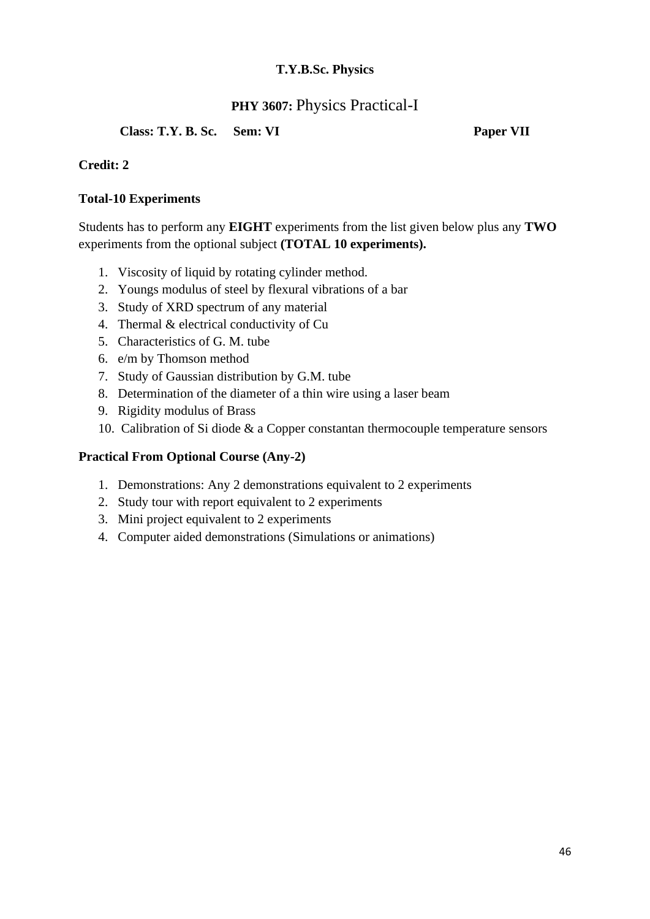**T.Y.B.Sc. Physics**

**PHY 3607:** Physics Practical-I

**Class: T.Y. B. Sc. Sem: VI Paper VII**

**Credit: 2**

**Total-10 Experiments**

Students has to perform any **EIGHT** experiments from the list given below plus any **TWO** experiments from the optional subject **(TOTAL 10 experiments).**

1. Viscosity of liquid by rotating cylinder method.
2. Youngs modulus of steel by flexural vibrations of a bar
3. Study of XRD spectrum of any material
4. Thermal & electrical conductivity of Cu
5. Characteristics of G. M. tube
6. e/m by Thomson method
7. Study of Gaussian distribution by G.M. tube
8. Determination of the diameter of a thin wire using a laser beam
9. Rigidity modulus of Brass
10. Calibration of Si diode & a Copper constantan thermocouple temperature sensors

**Practical From Optional Course (Any-2)**

1. Demonstrations: Any 2 demonstrations equivalent to 2 experiments
2. Study tour with report equivalent to 2 experiments
3. Mini project equivalent to 2 experiments
4. Computer aided demonstrations (Simulations or animations)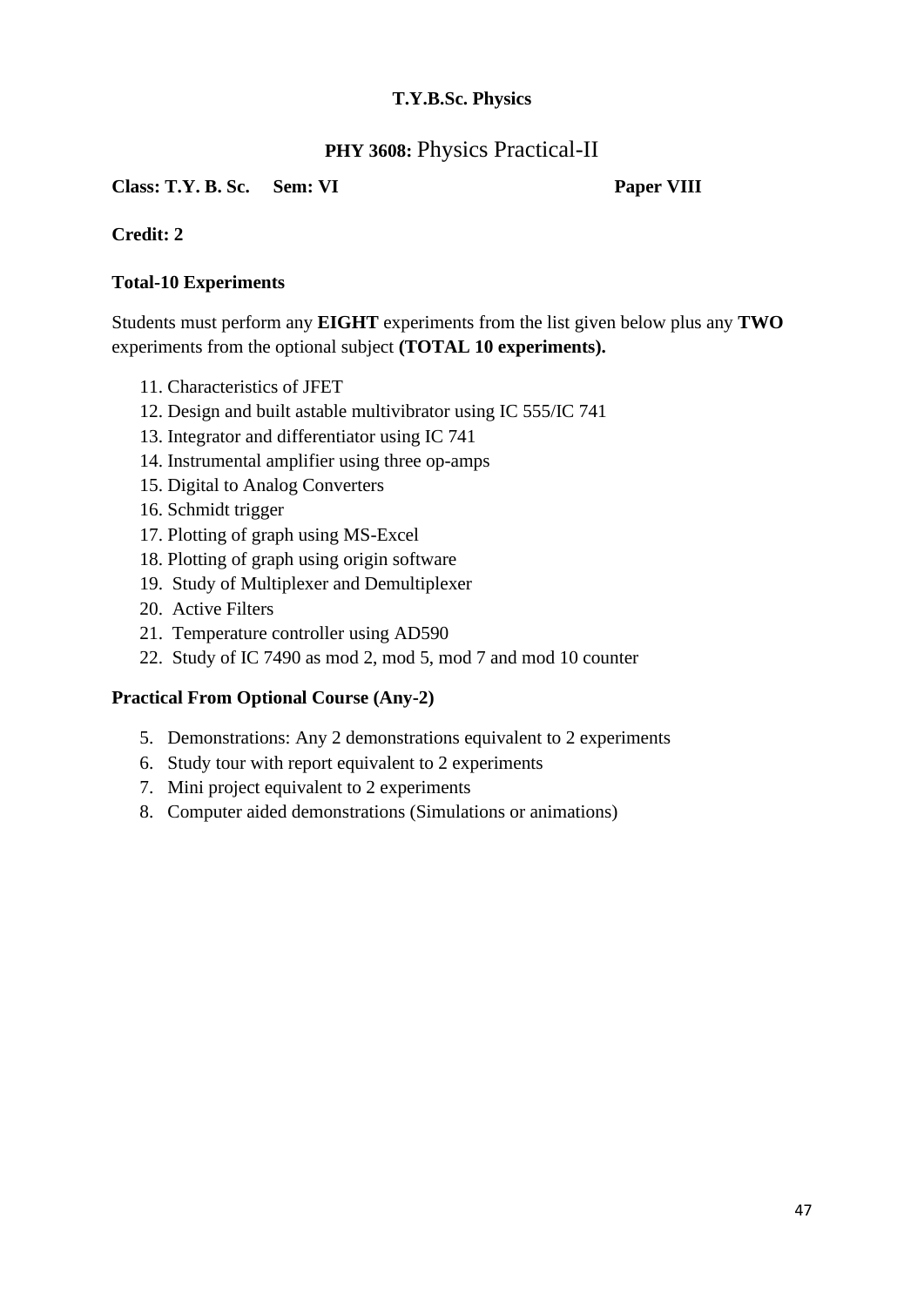**T.Y.B.Sc. Physics**

## PHY 3608: Physics Practical-II

**Class: T.Y. B. Sc.  Sem: VI  Paper VIII**

**Credit: 2**

**Total-10 Experiments**

Students must perform any **EIGHT** experiments from the list given below plus any **TWO** experiments from the optional subject **(TOTAL 10 experiments).**

11. Characteristics of JFET
12. Design and built astable multivibrator using IC 555/IC 741
13. Integrator and differentiator using IC 741
14. Instrumental amplifier using three op-amps
15. Digital to Analog Converters
16. Schmidt trigger
17. Plotting of graph using MS-Excel
18. Plotting of graph using origin software
19. Study of Multiplexer and Demultiplexer
20. Active Filters
21. Temperature controller using AD590
22. Study of IC 7490 as mod 2, mod 5, mod 7 and mod 10 counter

**Practical From Optional Course (Any-2)**

5. Demonstrations: Any 2 demonstrations equivalent to 2 experiments
6. Study tour with report equivalent to 2 experiments
7. Mini project equivalent to 2 experiments
8. Computer aided demonstrations (Simulations or animations)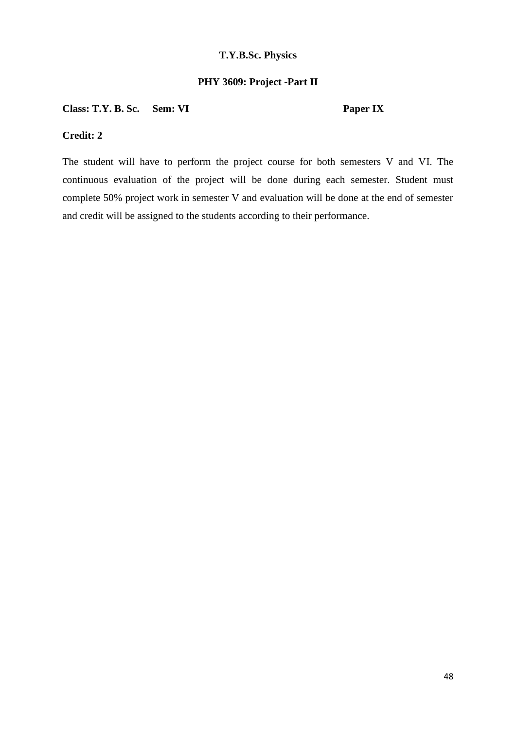**T.Y.B.Sc. Physics**

**PHY 3609: Project -Part II**

**Class: T.Y. B. Sc.     Sem: VI                                        Paper IX**

**Credit: 2**

The student will have to perform the project course for both semesters V and VI. The continuous evaluation of the project will be done during each semester. Student must complete 50% project work in semester V and evaluation will be done at the end of semester and credit will be assigned to the students according to their performance.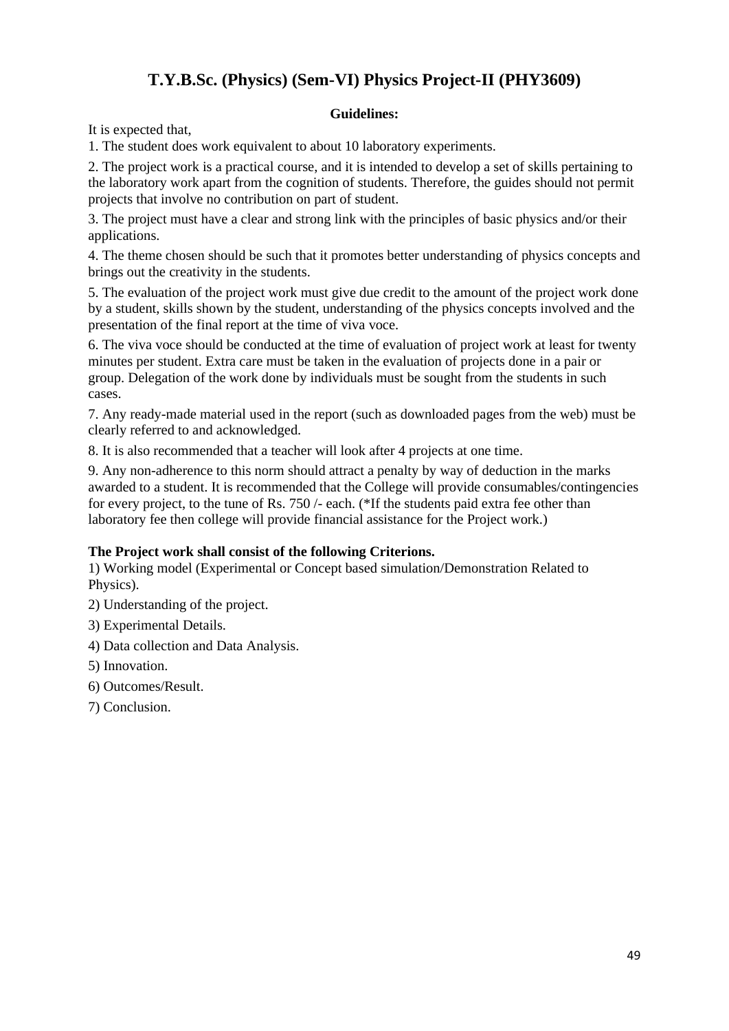# T.Y.B.Sc. (Physics) (Sem-VI) Physics Project-II (PHY3609)

**Guidelines:**

It is expected that,

1. The student does work equivalent to about 10 laboratory experiments.
2. The project work is a practical course, and it is intended to develop a set of skills pertaining to the laboratory work apart from the cognition of students. Therefore, the guides should not permit projects that involve no contribution on part of student.
3. The project must have a clear and strong link with the principles of basic physics and/or their applications.
4. The theme chosen should be such that it promotes better understanding of physics concepts and brings out the creativity in the students.
5. The evaluation of the project work must give due credit to the amount of the project work done by a student, skills shown by the student, understanding of the physics concepts involved and the presentation of the final report at the time of viva voce.
6. The viva voce should be conducted at the time of evaluation of project work at least for twenty minutes per student. Extra care must be taken in the evaluation of projects done in a pair or group. Delegation of the work done by individuals must be sought from the students in such cases.
7. Any ready-made material used in the report (such as downloaded pages from the web) must be clearly referred to and acknowledged.
8. It is also recommended that a teacher will look after 4 projects at one time.
9. Any non-adherence to this norm should attract a penalty by way of deduction in the marks awarded to a student. It is recommended that the College will provide consumables/contingencies for every project, to the tune of Rs. 750 /- each. (*If the students paid extra fee other than laboratory fee then college will provide financial assistance for the Project work.)

**The Project work shall consist of the following Criterions.**

1) Working model (Experimental or Concept based simulation/Demonstration Related to Physics).

2) Understanding of the project.

3) Experimental Details.

4) Data collection and Data Analysis.

5) Innovation.

6) Outcomes/Result.

7) Conclusion.